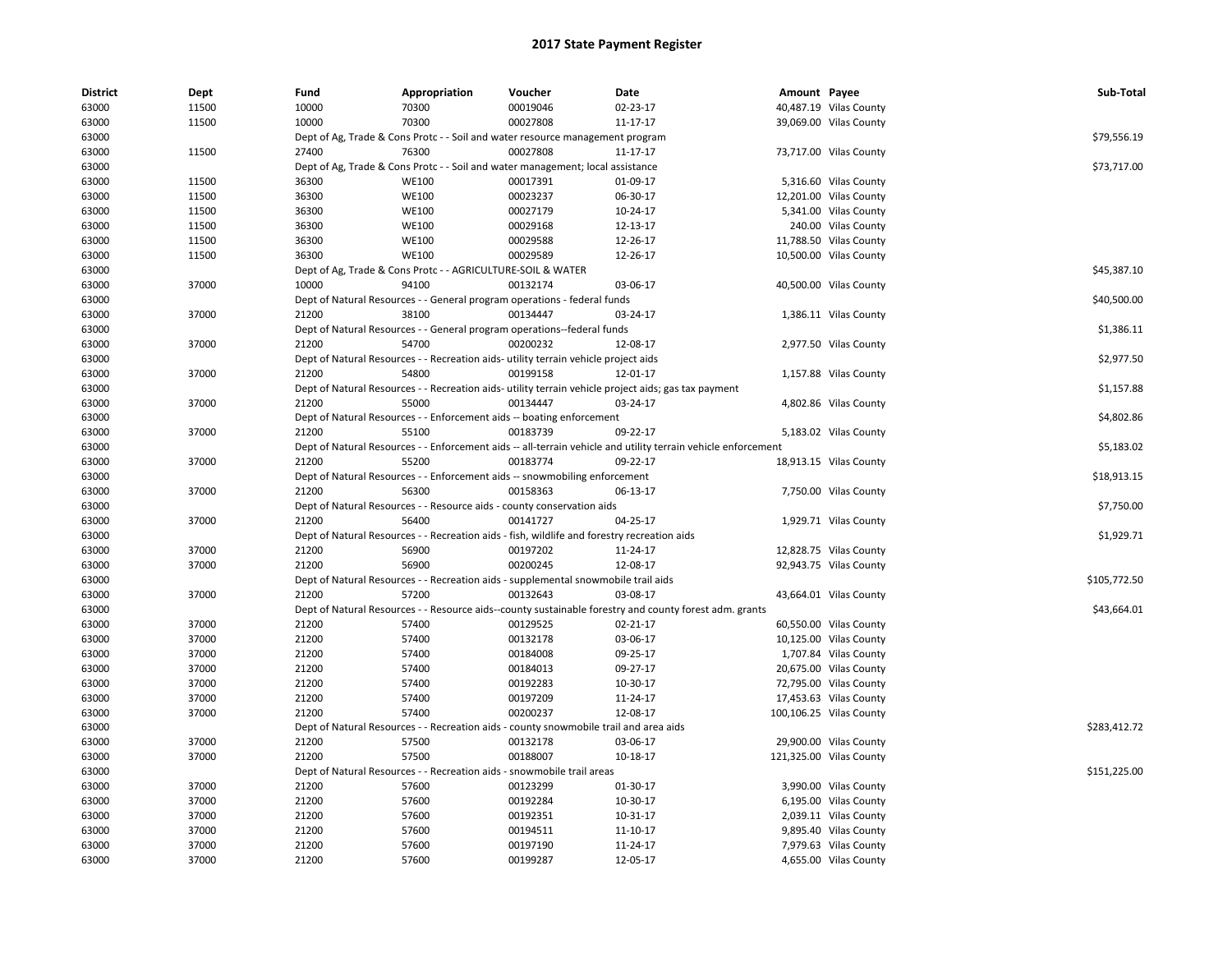# 2017 State Payment Register

| District | Dept | Fund | Appropriation | Voucher | Date | Amount | Payee | Sub-Total |
|---|---|---|---|---|---|---|---|---|
| 63000 | 11500 | 10000 | 70300 | 00019046 | 02-23-17 | 40,487.19 | Vilas County | |
| 63000 | 11500 | 10000 | 70300 | 00027808 | 11-17-17 | 39,069.00 | Vilas County | |
| 63000 | | Dept of Ag, Trade & Cons Protc - - Soil and water resource management program | | | | | | $79,556.19 |
| 63000 | 11500 | 27400 | 76300 | 00027808 | 11-17-17 | 73,717.00 | Vilas County | |
| 63000 | | Dept of Ag, Trade & Cons Protc - - Soil and water management; local assistance | | | | | | $73,717.00 |
| 63000 | 11500 | 36300 | WE100 | 00017391 | 01-09-17 | 5,316.60 | Vilas County | |
| 63000 | 11500 | 36300 | WE100 | 00023237 | 06-30-17 | 12,201.00 | Vilas County | |
| 63000 | 11500 | 36300 | WE100 | 00027179 | 10-24-17 | 5,341.00 | Vilas County | |
| 63000 | 11500 | 36300 | WE100 | 00029168 | 12-13-17 | 240.00 | Vilas County | |
| 63000 | 11500 | 36300 | WE100 | 00029588 | 12-26-17 | 11,788.50 | Vilas County | |
| 63000 | 11500 | 36300 | WE100 | 00029589 | 12-26-17 | 10,500.00 | Vilas County | |
| 63000 | | Dept of Ag, Trade & Cons Protc - - AGRICULTURE-SOIL & WATER | | | | | | $45,387.10 |
| 63000 | 37000 | 10000 | 94100 | 00132174 | 03-06-17 | 40,500.00 | Vilas County | |
| 63000 | | Dept of Natural Resources - - General program operations - federal funds | | | | | | $40,500.00 |
| 63000 | 37000 | 21200 | 38100 | 00134447 | 03-24-17 | 1,386.11 | Vilas County | |
| 63000 | | Dept of Natural Resources - - General program operations--federal funds | | | | | | $1,386.11 |
| 63000 | 37000 | 21200 | 54700 | 00200232 | 12-08-17 | 2,977.50 | Vilas County | |
| 63000 | | Dept of Natural Resources - - Recreation aids- utility terrain vehicle project aids | | | | | | $2,977.50 |
| 63000 | 37000 | 21200 | 54800 | 00199158 | 12-01-17 | 1,157.88 | Vilas County | |
| 63000 | | Dept of Natural Resources - - Recreation aids- utility terrain vehicle project aids; gas tax payment | | | | | | $1,157.88 |
| 63000 | 37000 | 21200 | 55000 | 00134447 | 03-24-17 | 4,802.86 | Vilas County | |
| 63000 | | Dept of Natural Resources - - Enforcement aids -- boating enforcement | | | | | | $4,802.86 |
| 63000 | 37000 | 21200 | 55100 | 00183739 | 09-22-17 | 5,183.02 | Vilas County | |
| 63000 | | Dept of Natural Resources - - Enforcement aids -- all-terrain vehicle and utility terrain vehicle enforcement | | | | | | $5,183.02 |
| 63000 | 37000 | 21200 | 55200 | 00183774 | 09-22-17 | 18,913.15 | Vilas County | |
| 63000 | | Dept of Natural Resources - - Enforcement aids -- snowmobiling enforcement | | | | | | $18,913.15 |
| 63000 | 37000 | 21200 | 56300 | 00158363 | 06-13-17 | 7,750.00 | Vilas County | |
| 63000 | | Dept of Natural Resources - - Resource aids - county conservation aids | | | | | | $7,750.00 |
| 63000 | 37000 | 21200 | 56400 | 00141727 | 04-25-17 | 1,929.71 | Vilas County | |
| 63000 | | Dept of Natural Resources - - Recreation aids - fish, wildlife and forestry recreation aids | | | | | | $1,929.71 |
| 63000 | 37000 | 21200 | 56900 | 00197202 | 11-24-17 | 12,828.75 | Vilas County | |
| 63000 | 37000 | 21200 | 56900 | 00200245 | 12-08-17 | 92,943.75 | Vilas County | |
| 63000 | | Dept of Natural Resources - - Recreation aids - supplemental snowmobile trail aids | | | | | | $105,772.50 |
| 63000 | 37000 | 21200 | 57200 | 00132643 | 03-08-17 | 43,664.01 | Vilas County | |
| 63000 | | Dept of Natural Resources - - Resource aids--county sustainable forestry and county forest adm. grants | | | | | | $43,664.01 |
| 63000 | 37000 | 21200 | 57400 | 00129525 | 02-21-17 | 60,550.00 | Vilas County | |
| 63000 | 37000 | 21200 | 57400 | 00132178 | 03-06-17 | 10,125.00 | Vilas County | |
| 63000 | 37000 | 21200 | 57400 | 00184008 | 09-25-17 | 1,707.84 | Vilas County | |
| 63000 | 37000 | 21200 | 57400 | 00184013 | 09-27-17 | 20,675.00 | Vilas County | |
| 63000 | 37000 | 21200 | 57400 | 00192283 | 10-30-17 | 72,795.00 | Vilas County | |
| 63000 | 37000 | 21200 | 57400 | 00197209 | 11-24-17 | 17,453.63 | Vilas County | |
| 63000 | 37000 | 21200 | 57400 | 00200237 | 12-08-17 | 100,106.25 | Vilas County | |
| 63000 | | Dept of Natural Resources - - Recreation aids - county snowmobile trail and area aids | | | | | | $283,412.72 |
| 63000 | 37000 | 21200 | 57500 | 00132178 | 03-06-17 | 29,900.00 | Vilas County | |
| 63000 | 37000 | 21200 | 57500 | 00188007 | 10-18-17 | 121,325.00 | Vilas County | |
| 63000 | | Dept of Natural Resources - - Recreation aids - snowmobile trail areas | | | | | | $151,225.00 |
| 63000 | 37000 | 21200 | 57600 | 00123299 | 01-30-17 | 3,990.00 | Vilas County | |
| 63000 | 37000 | 21200 | 57600 | 00192284 | 10-30-17 | 6,195.00 | Vilas County | |
| 63000 | 37000 | 21200 | 57600 | 00192351 | 10-31-17 | 2,039.11 | Vilas County | |
| 63000 | 37000 | 21200 | 57600 | 00194511 | 11-10-17 | 9,895.40 | Vilas County | |
| 63000 | 37000 | 21200 | 57600 | 00197190 | 11-24-17 | 7,979.63 | Vilas County | |
| 63000 | 37000 | 21200 | 57600 | 00199287 | 12-05-17 | 4,655.00 | Vilas County | |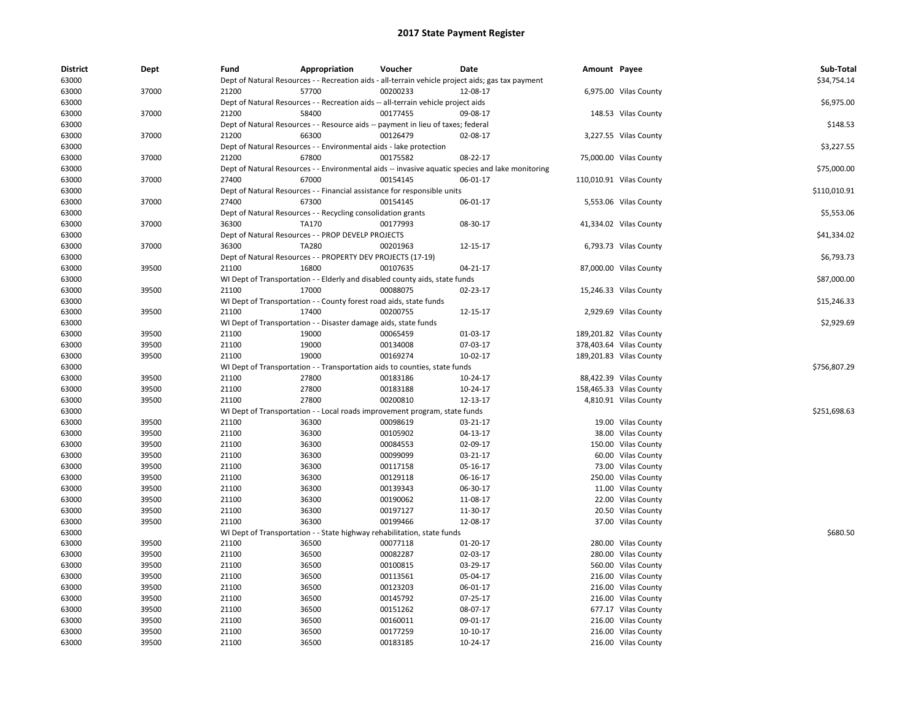## 2017 State Payment Register

| District | Dept | Fund | Appropriation | Voucher | Date | Amount | Payee | Sub-Total |
|---|---|---|---|---|---|---|---|---|
| 63000 | | Dept of Natural Resources - - Recreation aids - all-terrain vehicle project aids; gas tax payment | | | | | | $34,754.14 |
| 63000 | 37000 | 21200 | 57700 | 00200233 | 12-08-17 | 6,975.00 | Vilas County | |
| 63000 | | Dept of Natural Resources - - Recreation aids -- all-terrain vehicle project aids | | | | | | $6,975.00 |
| 63000 | 37000 | 21200 | 58400 | 00177455 | 09-08-17 | 148.53 | Vilas County | |
| 63000 | | Dept of Natural Resources - - Resource aids -- payment in lieu of taxes; federal | | | | | | $148.53 |
| 63000 | 37000 | 21200 | 66300 | 00126479 | 02-08-17 | 3,227.55 | Vilas County | |
| 63000 | | Dept of Natural Resources - - Environmental aids - lake protection | | | | | | $3,227.55 |
| 63000 | 37000 | 21200 | 67800 | 00175582 | 08-22-17 | 75,000.00 | Vilas County | |
| 63000 | | Dept of Natural Resources - - Environmental aids -- invasive aquatic species and lake monitoring | | | | | | $75,000.00 |
| 63000 | 37000 | 27400 | 67000 | 00154145 | 06-01-17 | 110,010.91 | Vilas County | |
| 63000 | | Dept of Natural Resources - - Financial assistance for responsible units | | | | | | $110,010.91 |
| 63000 | 37000 | 27400 | 67300 | 00154145 | 06-01-17 | 5,553.06 | Vilas County | |
| 63000 | | Dept of Natural Resources - - Recycling consolidation grants | | | | | | $5,553.06 |
| 63000 | 37000 | 36300 | TA170 | 00177993 | 08-30-17 | 41,334.02 | Vilas County | |
| 63000 | | Dept of Natural Resources - - PROP DEVELP PROJECTS | | | | | | $41,334.02 |
| 63000 | 37000 | 36300 | TA280 | 00201963 | 12-15-17 | 6,793.73 | Vilas County | |
| 63000 | | Dept of Natural Resources - - PROPERTY DEV PROJECTS (17-19) | | | | | | $6,793.73 |
| 63000 | 39500 | 21100 | 16800 | 00107635 | 04-21-17 | 87,000.00 | Vilas County | |
| 63000 | | WI Dept of Transportation - - Elderly and disabled county aids, state funds | | | | | | $87,000.00 |
| 63000 | 39500 | 21100 | 17000 | 00088075 | 02-23-17 | 15,246.33 | Vilas County | |
| 63000 | | WI Dept of Transportation - - County forest road aids, state funds | | | | | | $15,246.33 |
| 63000 | 39500 | 21100 | 17400 | 00200755 | 12-15-17 | 2,929.69 | Vilas County | |
| 63000 | | WI Dept of Transportation - - Disaster damage aids, state funds | | | | | | $2,929.69 |
| 63000 | 39500 | 21100 | 19000 | 00065459 | 01-03-17 | 189,201.82 | Vilas County | |
| 63000 | 39500 | 21100 | 19000 | 00134008 | 07-03-17 | 378,403.64 | Vilas County | |
| 63000 | 39500 | 21100 | 19000 | 00169274 | 10-02-17 | 189,201.83 | Vilas County | |
| 63000 | | WI Dept of Transportation - - Transportation aids to counties, state funds | | | | | | $756,807.29 |
| 63000 | 39500 | 21100 | 27800 | 00183186 | 10-24-17 | 88,422.39 | Vilas County | |
| 63000 | 39500 | 21100 | 27800 | 00183188 | 10-24-17 | 158,465.33 | Vilas County | |
| 63000 | 39500 | 21100 | 27800 | 00200810 | 12-13-17 | 4,810.91 | Vilas County | |
| 63000 | | WI Dept of Transportation - - Local roads improvement program, state funds | | | | | | $251,698.63 |
| 63000 | 39500 | 21100 | 36300 | 00098619 | 03-21-17 | 19.00 | Vilas County | |
| 63000 | 39500 | 21100 | 36300 | 00105902 | 04-13-17 | 38.00 | Vilas County | |
| 63000 | 39500 | 21100 | 36300 | 00084553 | 02-09-17 | 150.00 | Vilas County | |
| 63000 | 39500 | 21100 | 36300 | 00099099 | 03-21-17 | 60.00 | Vilas County | |
| 63000 | 39500 | 21100 | 36300 | 00117158 | 05-16-17 | 73.00 | Vilas County | |
| 63000 | 39500 | 21100 | 36300 | 00129118 | 06-16-17 | 250.00 | Vilas County | |
| 63000 | 39500 | 21100 | 36300 | 00139343 | 06-30-17 | 11.00 | Vilas County | |
| 63000 | 39500 | 21100 | 36300 | 00190062 | 11-08-17 | 22.00 | Vilas County | |
| 63000 | 39500 | 21100 | 36300 | 00197127 | 11-30-17 | 20.50 | Vilas County | |
| 63000 | 39500 | 21100 | 36300 | 00199466 | 12-08-17 | 37.00 | Vilas County | |
| 63000 | | WI Dept of Transportation - - State highway rehabilitation, state funds | | | | | | $680.50 |
| 63000 | 39500 | 21100 | 36500 | 00077118 | 01-20-17 | 280.00 | Vilas County | |
| 63000 | 39500 | 21100 | 36500 | 00082287 | 02-03-17 | 280.00 | Vilas County | |
| 63000 | 39500 | 21100 | 36500 | 00100815 | 03-29-17 | 560.00 | Vilas County | |
| 63000 | 39500 | 21100 | 36500 | 00113561 | 05-04-17 | 216.00 | Vilas County | |
| 63000 | 39500 | 21100 | 36500 | 00123203 | 06-01-17 | 216.00 | Vilas County | |
| 63000 | 39500 | 21100 | 36500 | 00145792 | 07-25-17 | 216.00 | Vilas County | |
| 63000 | 39500 | 21100 | 36500 | 00151262 | 08-07-17 | 677.17 | Vilas County | |
| 63000 | 39500 | 21100 | 36500 | 00160011 | 09-01-17 | 216.00 | Vilas County | |
| 63000 | 39500 | 21100 | 36500 | 00177259 | 10-10-17 | 216.00 | Vilas County | |
| 63000 | 39500 | 21100 | 36500 | 00183185 | 10-24-17 | 216.00 | Vilas County | |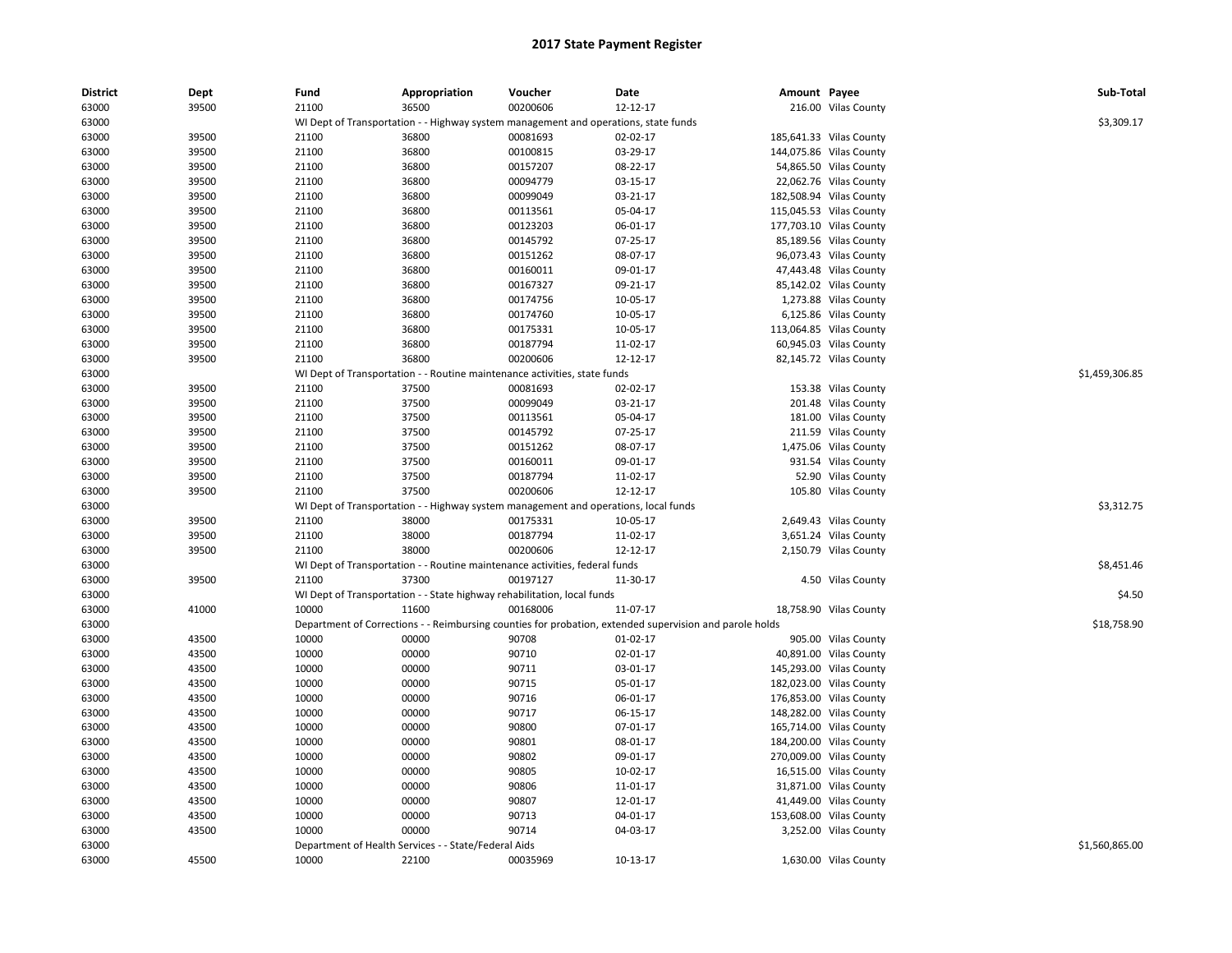# 2017 State Payment Register

| District | Dept | Fund | Appropriation | Voucher | Date | Amount | Payee | Sub-Total |
|---|---|---|---|---|---|---|---|---|
| 63000 | 39500 | 21100 | 36500 | 00200606 | 12-12-17 | 216.00 | Vilas County | |
| 63000 | | WI Dept of Transportation - - Highway system management and operations, state funds | | | | | | $3,309.17 |
| 63000 | 39500 | 21100 | 36800 | 00081693 | 02-02-17 | 185,641.33 | Vilas County | |
| 63000 | 39500 | 21100 | 36800 | 00100815 | 03-29-17 | 144,075.86 | Vilas County | |
| 63000 | 39500 | 21100 | 36800 | 00157207 | 08-22-17 | 54,865.50 | Vilas County | |
| 63000 | 39500 | 21100 | 36800 | 00094779 | 03-15-17 | 22,062.76 | Vilas County | |
| 63000 | 39500 | 21100 | 36800 | 00099049 | 03-21-17 | 182,508.94 | Vilas County | |
| 63000 | 39500 | 21100 | 36800 | 00113561 | 05-04-17 | 115,045.53 | Vilas County | |
| 63000 | 39500 | 21100 | 36800 | 00123203 | 06-01-17 | 177,703.10 | Vilas County | |
| 63000 | 39500 | 21100 | 36800 | 00145792 | 07-25-17 | 85,189.56 | Vilas County | |
| 63000 | 39500 | 21100 | 36800 | 00151262 | 08-07-17 | 96,073.43 | Vilas County | |
| 63000 | 39500 | 21100 | 36800 | 00160011 | 09-01-17 | 47,443.48 | Vilas County | |
| 63000 | 39500 | 21100 | 36800 | 00167327 | 09-21-17 | 85,142.02 | Vilas County | |
| 63000 | 39500 | 21100 | 36800 | 00174756 | 10-05-17 | 1,273.88 | Vilas County | |
| 63000 | 39500 | 21100 | 36800 | 00174760 | 10-05-17 | 6,125.86 | Vilas County | |
| 63000 | 39500 | 21100 | 36800 | 00175331 | 10-05-17 | 113,064.85 | Vilas County | |
| 63000 | 39500 | 21100 | 36800 | 00187794 | 11-02-17 | 60,945.03 | Vilas County | |
| 63000 | 39500 | 21100 | 36800 | 00200606 | 12-12-17 | 82,145.72 | Vilas County | |
| 63000 | | WI Dept of Transportation - - Routine maintenance activities, state funds | | | | | | $1,459,306.85 |
| 63000 | 39500 | 21100 | 37500 | 00081693 | 02-02-17 | 153.38 | Vilas County | |
| 63000 | 39500 | 21100 | 37500 | 00099049 | 03-21-17 | 201.48 | Vilas County | |
| 63000 | 39500 | 21100 | 37500 | 00113561 | 05-04-17 | 181.00 | Vilas County | |
| 63000 | 39500 | 21100 | 37500 | 00145792 | 07-25-17 | 211.59 | Vilas County | |
| 63000 | 39500 | 21100 | 37500 | 00151262 | 08-07-17 | 1,475.06 | Vilas County | |
| 63000 | 39500 | 21100 | 37500 | 00160011 | 09-01-17 | 931.54 | Vilas County | |
| 63000 | 39500 | 21100 | 37500 | 00187794 | 11-02-17 | 52.90 | Vilas County | |
| 63000 | 39500 | 21100 | 37500 | 00200606 | 12-12-17 | 105.80 | Vilas County | |
| 63000 | | WI Dept of Transportation - - Highway system management and operations, local funds | | | | | | $3,312.75 |
| 63000 | 39500 | 21100 | 38000 | 00175331 | 10-05-17 | 2,649.43 | Vilas County | |
| 63000 | 39500 | 21100 | 38000 | 00187794 | 11-02-17 | 3,651.24 | Vilas County | |
| 63000 | 39500 | 21100 | 38000 | 00200606 | 12-12-17 | 2,150.79 | Vilas County | |
| 63000 | | WI Dept of Transportation - - Routine maintenance activities, federal funds | | | | | | $8,451.46 |
| 63000 | 39500 | 21100 | 37300 | 00197127 | 11-30-17 | 4.50 | Vilas County | |
| 63000 | | WI Dept of Transportation - - State highway rehabilitation, local funds | | | | | | $4.50 |
| 63000 | 41000 | 10000 | 11600 | 00168006 | 11-07-17 | 18,758.90 | Vilas County | |
| 63000 | | Department of Corrections - - Reimbursing counties for probation, extended supervision and parole holds | | | | | | $18,758.90 |
| 63000 | 43500 | 10000 | 00000 | 90708 | 01-02-17 | 905.00 | Vilas County | |
| 63000 | 43500 | 10000 | 00000 | 90710 | 02-01-17 | 40,891.00 | Vilas County | |
| 63000 | 43500 | 10000 | 00000 | 90711 | 03-01-17 | 145,293.00 | Vilas County | |
| 63000 | 43500 | 10000 | 00000 | 90715 | 05-01-17 | 182,023.00 | Vilas County | |
| 63000 | 43500 | 10000 | 00000 | 90716 | 06-01-17 | 176,853.00 | Vilas County | |
| 63000 | 43500 | 10000 | 00000 | 90717 | 06-15-17 | 148,282.00 | Vilas County | |
| 63000 | 43500 | 10000 | 00000 | 90800 | 07-01-17 | 165,714.00 | Vilas County | |
| 63000 | 43500 | 10000 | 00000 | 90801 | 08-01-17 | 184,200.00 | Vilas County | |
| 63000 | 43500 | 10000 | 00000 | 90802 | 09-01-17 | 270,009.00 | Vilas County | |
| 63000 | 43500 | 10000 | 00000 | 90805 | 10-02-17 | 16,515.00 | Vilas County | |
| 63000 | 43500 | 10000 | 00000 | 90806 | 11-01-17 | 31,871.00 | Vilas County | |
| 63000 | 43500 | 10000 | 00000 | 90807 | 12-01-17 | 41,449.00 | Vilas County | |
| 63000 | 43500 | 10000 | 00000 | 90713 | 04-01-17 | 153,608.00 | Vilas County | |
| 63000 | 43500 | 10000 | 00000 | 90714 | 04-03-17 | 3,252.00 | Vilas County | |
| 63000 | | Department of Health Services - - State/Federal Aids | | | | | | $1,560,865.00 |
| 63000 | 45500 | 10000 | 22100 | 00035969 | 10-13-17 | 1,630.00 | Vilas County | |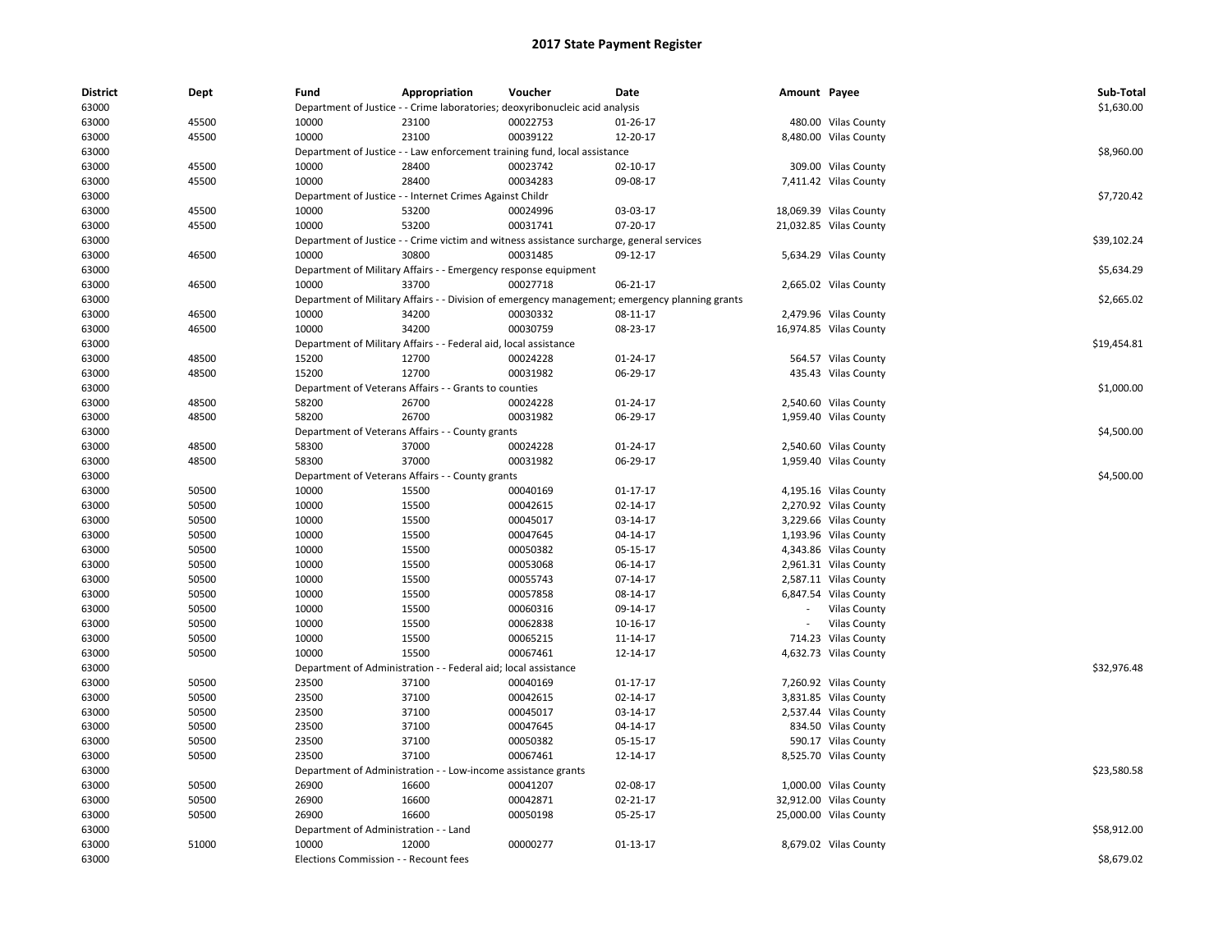# 2017 State Payment Register

| District | Dept | Fund | Appropriation | Voucher | Date | Amount | Payee | Sub-Total |
|---|---|---|---|---|---|---|---|---|
| 63000 | | Department of Justice - - Crime laboratories; deoxyribonucleic acid analysis | | | | | | $1,630.00 |
| 63000 | 45500 | 10000 | 23100 | 00022753 | 01-26-17 | 480.00 | Vilas County | |
| 63000 | 45500 | 10000 | 23100 | 00039122 | 12-20-17 | 8,480.00 | Vilas County | |
| 63000 | | Department of Justice - - Law enforcement training fund, local assistance | | | | | | $8,960.00 |
| 63000 | 45500 | 10000 | 28400 | 00023742 | 02-10-17 | 309.00 | Vilas County | |
| 63000 | 45500 | 10000 | 28400 | 00034283 | 09-08-17 | 7,411.42 | Vilas County | |
| 63000 | | Department of Justice - - Internet Crimes Against Childr | | | | | | $7,720.42 |
| 63000 | 45500 | 10000 | 53200 | 00024996 | 03-03-17 | 18,069.39 | Vilas County | |
| 63000 | 45500 | 10000 | 53200 | 00031741 | 07-20-17 | 21,032.85 | Vilas County | |
| 63000 | | Department of Justice - - Crime victim and witness assistance surcharge, general services | | | | | | $39,102.24 |
| 63000 | 46500 | 10000 | 30800 | 00031485 | 09-12-17 | 5,634.29 | Vilas County | |
| 63000 | | Department of Military Affairs - - Emergency response equipment | | | | | | $5,634.29 |
| 63000 | 46500 | 10000 | 33700 | 00027718 | 06-21-17 | 2,665.02 | Vilas County | |
| 63000 | | Department of Military Affairs - - Division of emergency management; emergency planning grants | | | | | | $2,665.02 |
| 63000 | 46500 | 10000 | 34200 | 00030332 | 08-11-17 | 2,479.96 | Vilas County | |
| 63000 | 46500 | 10000 | 34200 | 00030759 | 08-23-17 | 16,974.85 | Vilas County | |
| 63000 | | Department of Military Affairs - - Federal aid, local assistance | | | | | | $19,454.81 |
| 63000 | 48500 | 15200 | 12700 | 00024228 | 01-24-17 | 564.57 | Vilas County | |
| 63000 | 48500 | 15200 | 12700 | 00031982 | 06-29-17 | 435.43 | Vilas County | |
| 63000 | | Department of Veterans Affairs - - Grants to counties | | | | | | $1,000.00 |
| 63000 | 48500 | 58200 | 26700 | 00024228 | 01-24-17 | 2,540.60 | Vilas County | |
| 63000 | 48500 | 58200 | 26700 | 00031982 | 06-29-17 | 1,959.40 | Vilas County | |
| 63000 | | Department of Veterans Affairs - - County grants | | | | | | $4,500.00 |
| 63000 | 48500 | 58300 | 37000 | 00024228 | 01-24-17 | 2,540.60 | Vilas County | |
| 63000 | 48500 | 58300 | 37000 | 00031982 | 06-29-17 | 1,959.40 | Vilas County | |
| 63000 | | Department of Veterans Affairs - - County grants | | | | | | $4,500.00 |
| 63000 | 50500 | 10000 | 15500 | 00040169 | 01-17-17 | 4,195.16 | Vilas County | |
| 63000 | 50500 | 10000 | 15500 | 00042615 | 02-14-17 | 2,270.92 | Vilas County | |
| 63000 | 50500 | 10000 | 15500 | 00045017 | 03-14-17 | 3,229.66 | Vilas County | |
| 63000 | 50500 | 10000 | 15500 | 00047645 | 04-14-17 | 1,193.96 | Vilas County | |
| 63000 | 50500 | 10000 | 15500 | 00050382 | 05-15-17 | 4,343.86 | Vilas County | |
| 63000 | 50500 | 10000 | 15500 | 00053068 | 06-14-17 | 2,961.31 | Vilas County | |
| 63000 | 50500 | 10000 | 15500 | 00055743 | 07-14-17 | 2,587.11 | Vilas County | |
| 63000 | 50500 | 10000 | 15500 | 00057858 | 08-14-17 | 6,847.54 | Vilas County | |
| 63000 | 50500 | 10000 | 15500 | 00060316 | 09-14-17 | - | Vilas County | |
| 63000 | 50500 | 10000 | 15500 | 00062838 | 10-16-17 | - | Vilas County | |
| 63000 | 50500 | 10000 | 15500 | 00065215 | 11-14-17 | 714.23 | Vilas County | |
| 63000 | 50500 | 10000 | 15500 | 00067461 | 12-14-17 | 4,632.73 | Vilas County | |
| 63000 | | Department of Administration - - Federal aid; local assistance | | | | | | $32,976.48 |
| 63000 | 50500 | 23500 | 37100 | 00040169 | 01-17-17 | 7,260.92 | Vilas County | |
| 63000 | 50500 | 23500 | 37100 | 00042615 | 02-14-17 | 3,831.85 | Vilas County | |
| 63000 | 50500 | 23500 | 37100 | 00045017 | 03-14-17 | 2,537.44 | Vilas County | |
| 63000 | 50500 | 23500 | 37100 | 00047645 | 04-14-17 | 834.50 | Vilas County | |
| 63000 | 50500 | 23500 | 37100 | 00050382 | 05-15-17 | 590.17 | Vilas County | |
| 63000 | 50500 | 23500 | 37100 | 00067461 | 12-14-17 | 8,525.70 | Vilas County | |
| 63000 | | Department of Administration - - Low-income assistance grants | | | | | | $23,580.58 |
| 63000 | 50500 | 26900 | 16600 | 00041207 | 02-08-17 | 1,000.00 | Vilas County | |
| 63000 | 50500 | 26900 | 16600 | 00042871 | 02-21-17 | 32,912.00 | Vilas County | |
| 63000 | 50500 | 26900 | 16600 | 00050198 | 05-25-17 | 25,000.00 | Vilas County | |
| 63000 | | Department of Administration - - Land | | | | | | $58,912.00 |
| 63000 | 51000 | 10000 | 12000 | 00000277 | 01-13-17 | 8,679.02 | Vilas County | |
| 63000 | | Elections Commission - - Recount fees | | | | | | $8,679.02 |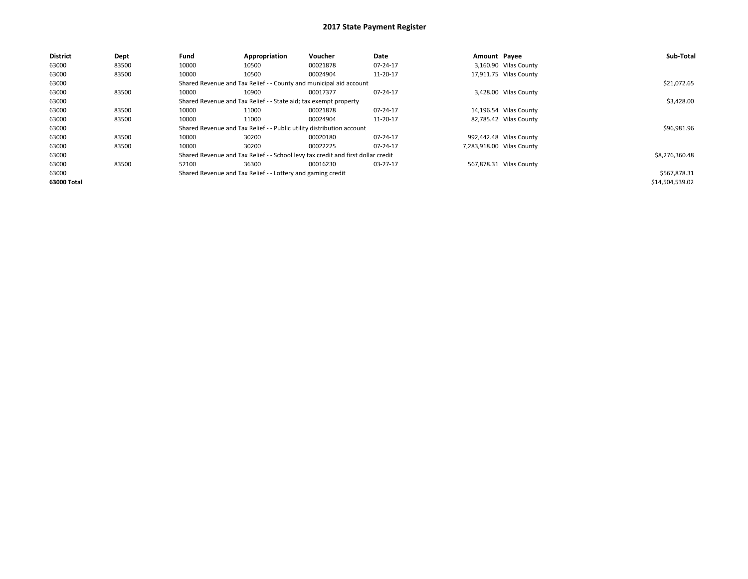# 2017 State Payment Register

| District | Dept | Fund | Appropriation | Voucher | Date | Amount | Payee | Sub-Total |
|---|---|---|---|---|---|---|---|---|
| 63000 | 83500 | 10000 | 10500 | 00021878 | 07-24-17 | 3,160.90 | Vilas County | |
| 63000 | 83500 | 10000 | 10500 | 00024904 | 11-20-17 | 17,911.75 | Vilas County | |
| 63000 | | Shared Revenue and Tax Relief - - County and municipal aid account | | | | | | $21,072.65 |
| 63000 | 83500 | 10000 | 10900 | 00017377 | 07-24-17 | 3,428.00 | Vilas County | |
| 63000 | | Shared Revenue and Tax Relief - - State aid; tax exempt property | | | | | | $3,428.00 |
| 63000 | 83500 | 10000 | 11000 | 00021878 | 07-24-17 | 14,196.54 | Vilas County | |
| 63000 | 83500 | 10000 | 11000 | 00024904 | 11-20-17 | 82,785.42 | Vilas County | |
| 63000 | | Shared Revenue and Tax Relief - - Public utility distribution account | | | | | | $96,981.96 |
| 63000 | 83500 | 10000 | 30200 | 00020180 | 07-24-17 | 992,442.48 | Vilas County | |
| 63000 | 83500 | 10000 | 30200 | 00022225 | 07-24-17 | 7,283,918.00 | Vilas County | |
| 63000 | | Shared Revenue and Tax Relief - - School levy tax credit and first dollar credit | | | | | | $8,276,360.48 |
| 63000 | 83500 | 52100 | 36300 | 00016230 | 03-27-17 | 567,878.31 | Vilas County | |
| 63000 | | Shared Revenue and Tax Relief - - Lottery and gaming credit | | | | | | $567,878.31 |
| 63000 Total | | | | | | | | $14,504,539.02 |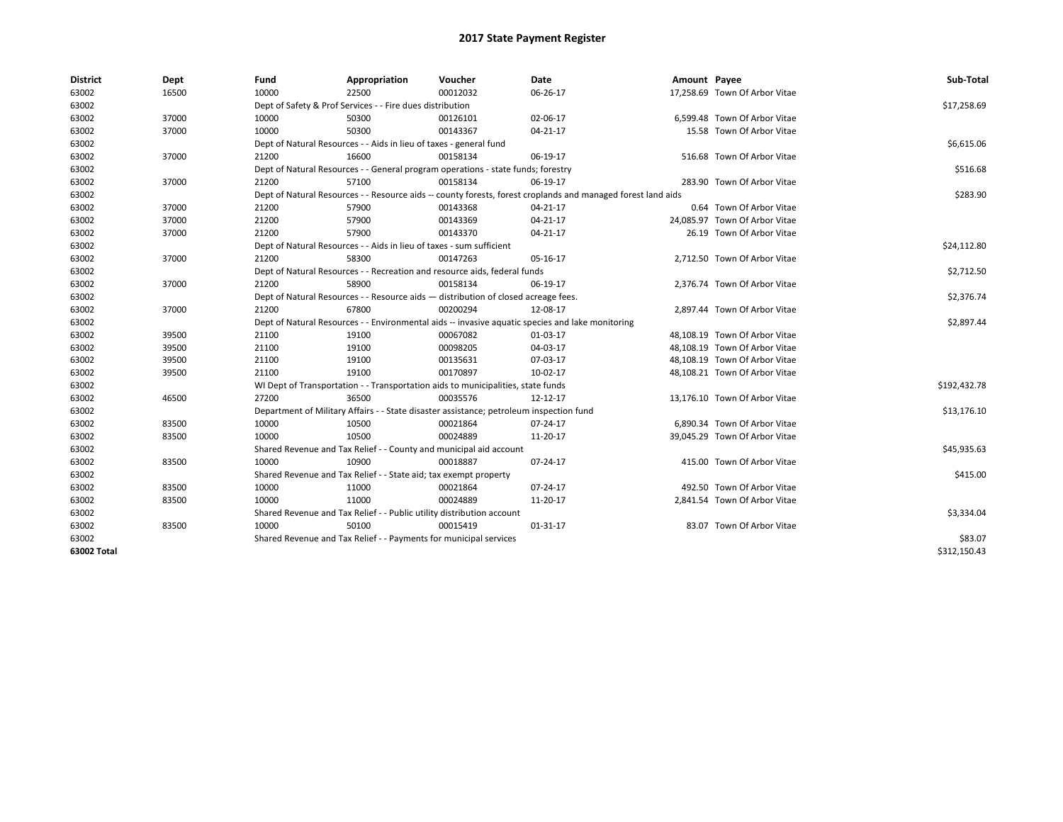# 2017 State Payment Register

| District | Dept | Fund | Appropriation | Voucher | Date | Amount | Payee | Sub-Total |
| --- | --- | --- | --- | --- | --- | --- | --- | --- |
| 63002 | 16500 | 10000 | 22500 | 00012032 | 06-26-17 | 17,258.69 | Town Of Arbor Vitae | |
| 63002 | | Dept of Safety & Prof Services - - Fire dues distribution | | | | | | $17,258.69 |
| 63002 | 37000 | 10000 | 50300 | 00126101 | 02-06-17 | 6,599.48 | Town Of Arbor Vitae | |
| 63002 | 37000 | 10000 | 50300 | 00143367 | 04-21-17 | 15.58 | Town Of Arbor Vitae | |
| 63002 | | Dept of Natural Resources - - Aids in lieu of taxes - general fund | | | | | | $6,615.06 |
| 63002 | 37000 | 21200 | 16600 | 00158134 | 06-19-17 | 516.68 | Town Of Arbor Vitae | |
| 63002 | | Dept of Natural Resources - - General program operations - state funds; forestry | | | | | | $516.68 |
| 63002 | 37000 | 21200 | 57100 | 00158134 | 06-19-17 | 283.90 | Town Of Arbor Vitae | |
| 63002 | | Dept of Natural Resources - - Resource aids -- county forests, forest croplands and managed forest land aids | | | | | | $283.90 |
| 63002 | 37000 | 21200 | 57900 | 00143368 | 04-21-17 | 0.64 | Town Of Arbor Vitae | |
| 63002 | 37000 | 21200 | 57900 | 00143369 | 04-21-17 | 24,085.97 | Town Of Arbor Vitae | |
| 63002 | 37000 | 21200 | 57900 | 00143370 | 04-21-17 | 26.19 | Town Of Arbor Vitae | |
| 63002 | | Dept of Natural Resources - - Aids in lieu of taxes - sum sufficient | | | | | | $24,112.80 |
| 63002 | 37000 | 21200 | 58300 | 00147263 | 05-16-17 | 2,712.50 | Town Of Arbor Vitae | |
| 63002 | | Dept of Natural Resources - - Recreation and resource aids, federal funds | | | | | | $2,712.50 |
| 63002 | 37000 | 21200 | 58900 | 00158134 | 06-19-17 | 2,376.74 | Town Of Arbor Vitae | |
| 63002 | | Dept of Natural Resources - - Resource aids — distribution of closed acreage fees. | | | | | | $2,376.74 |
| 63002 | 37000 | 21200 | 67800 | 00200294 | 12-08-17 | 2,897.44 | Town Of Arbor Vitae | |
| 63002 | | Dept of Natural Resources - - Environmental aids -- invasive aquatic species and lake monitoring | | | | | | $2,897.44 |
| 63002 | 39500 | 21100 | 19100 | 00067082 | 01-03-17 | 48,108.19 | Town Of Arbor Vitae | |
| 63002 | 39500 | 21100 | 19100 | 00098205 | 04-03-17 | 48,108.19 | Town Of Arbor Vitae | |
| 63002 | 39500 | 21100 | 19100 | 00135631 | 07-03-17 | 48,108.19 | Town Of Arbor Vitae | |
| 63002 | 39500 | 21100 | 19100 | 00170897 | 10-02-17 | 48,108.21 | Town Of Arbor Vitae | |
| 63002 | | WI Dept of Transportation - - Transportation aids to municipalities, state funds | | | | | | $192,432.78 |
| 63002 | 46500 | 27200 | 36500 | 00035576 | 12-12-17 | 13,176.10 | Town Of Arbor Vitae | |
| 63002 | | Department of Military Affairs - - State disaster assistance; petroleum inspection fund | | | | | | $13,176.10 |
| 63002 | 83500 | 10000 | 10500 | 00021864 | 07-24-17 | 6,890.34 | Town Of Arbor Vitae | |
| 63002 | 83500 | 10000 | 10500 | 00024889 | 11-20-17 | 39,045.29 | Town Of Arbor Vitae | |
| 63002 | | Shared Revenue and Tax Relief - - County and municipal aid account | | | | | | $45,935.63 |
| 63002 | 83500 | 10000 | 10900 | 00018887 | 07-24-17 | 415.00 | Town Of Arbor Vitae | |
| 63002 | | Shared Revenue and Tax Relief - - State aid; tax exempt property | | | | | | $415.00 |
| 63002 | 83500 | 10000 | 11000 | 00021864 | 07-24-17 | 492.50 | Town Of Arbor Vitae | |
| 63002 | 83500 | 10000 | 11000 | 00024889 | 11-20-17 | 2,841.54 | Town Of Arbor Vitae | |
| 63002 | | Shared Revenue and Tax Relief - - Public utility distribution account | | | | | | $3,334.04 |
| 63002 | 83500 | 10000 | 50100 | 00015419 | 01-31-17 | 83.07 | Town Of Arbor Vitae | |
| 63002 | | Shared Revenue and Tax Relief - - Payments for municipal services | | | | | | $83.07 |
| 63002 Total | | | | | | | | $312,150.43 |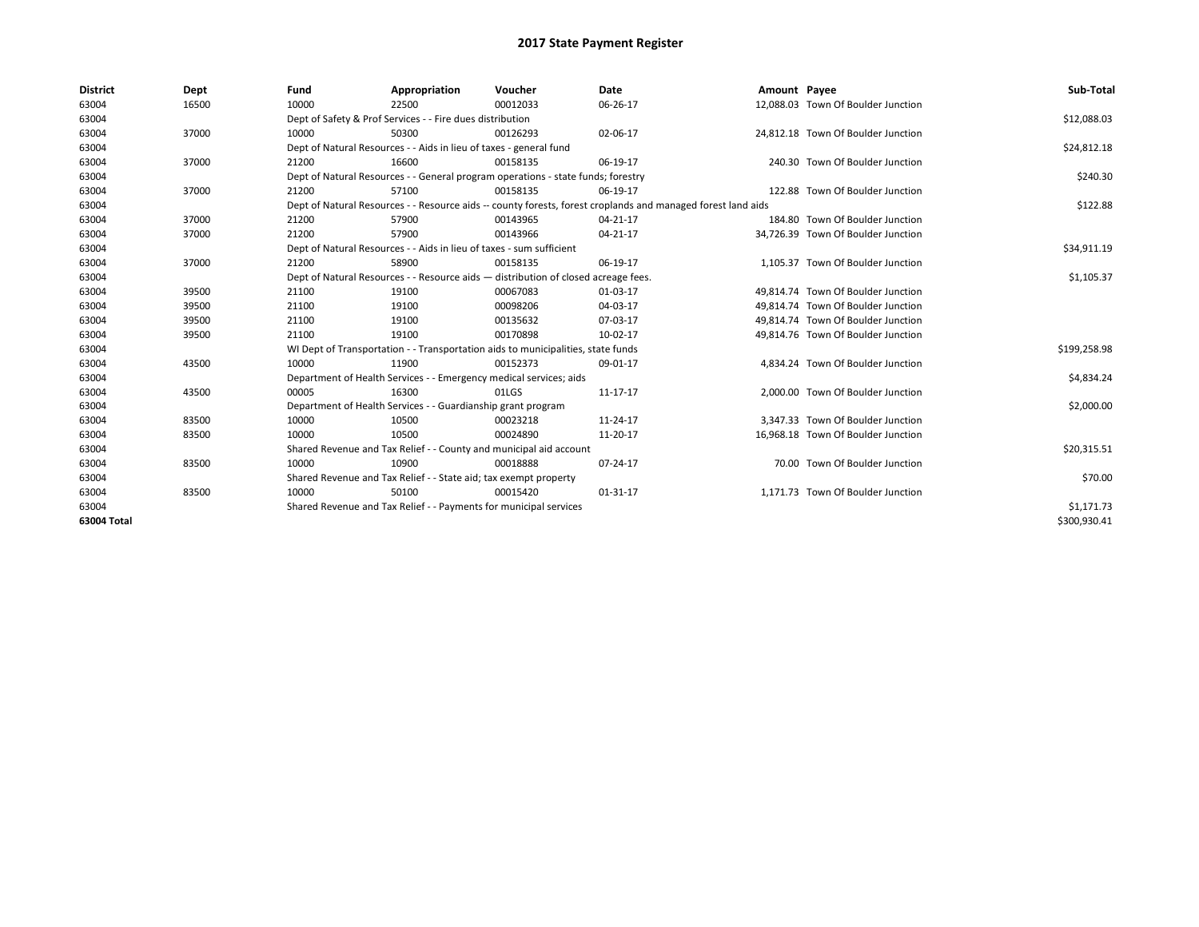# 2017 State Payment Register

| District | Dept | Fund | Appropriation | Voucher | Date | Amount | Payee | Sub-Total |
|---|---|---|---|---|---|---|---|---|
| 63004 | 16500 | 10000 | 22500 | 00012033 | 06-26-17 | 12,088.03 | Town Of Boulder Junction | |
| 63004 | | Dept of Safety & Prof Services - - Fire dues distribution | | | | | | $12,088.03 |
| 63004 | 37000 | 10000 | 50300 | 00126293 | 02-06-17 | 24,812.18 | Town Of Boulder Junction | |
| 63004 | | Dept of Natural Resources - - Aids in lieu of taxes - general fund | | | | | | $24,812.18 |
| 63004 | 37000 | 21200 | 16600 | 00158135 | 06-19-17 | 240.30 | Town Of Boulder Junction | |
| 63004 | | Dept of Natural Resources - - General program operations - state funds; forestry | | | | | | $240.30 |
| 63004 | 37000 | 21200 | 57100 | 00158135 | 06-19-17 | 122.88 | Town Of Boulder Junction | |
| 63004 | | Dept of Natural Resources - - Resource aids -- county forests, forest croplands and managed forest land aids | | | | | | $122.88 |
| 63004 | 37000 | 21200 | 57900 | 00143965 | 04-21-17 | 184.80 | Town Of Boulder Junction | |
| 63004 | 37000 | 21200 | 57900 | 00143966 | 04-21-17 | 34,726.39 | Town Of Boulder Junction | |
| 63004 | | Dept of Natural Resources - - Aids in lieu of taxes - sum sufficient | | | | | | $34,911.19 |
| 63004 | 37000 | 21200 | 58900 | 00158135 | 06-19-17 | 1,105.37 | Town Of Boulder Junction | |
| 63004 | | Dept of Natural Resources - - Resource aids — distribution of closed acreage fees. | | | | | | $1,105.37 |
| 63004 | 39500 | 21100 | 19100 | 00067083 | 01-03-17 | 49,814.74 | Town Of Boulder Junction | |
| 63004 | 39500 | 21100 | 19100 | 00098206 | 04-03-17 | 49,814.74 | Town Of Boulder Junction | |
| 63004 | 39500 | 21100 | 19100 | 00135632 | 07-03-17 | 49,814.74 | Town Of Boulder Junction | |
| 63004 | 39500 | 21100 | 19100 | 00170898 | 10-02-17 | 49,814.76 | Town Of Boulder Junction | |
| 63004 | | WI Dept of Transportation - - Transportation aids to municipalities, state funds | | | | | | $199,258.98 |
| 63004 | 43500 | 10000 | 11900 | 00152373 | 09-01-17 | 4,834.24 | Town Of Boulder Junction | |
| 63004 | | Department of Health Services - - Emergency medical services; aids | | | | | | $4,834.24 |
| 63004 | 43500 | 00005 | 16300 | 01LGS | 11-17-17 | 2,000.00 | Town Of Boulder Junction | |
| 63004 | | Department of Health Services - - Guardianship grant program | | | | | | $2,000.00 |
| 63004 | 83500 | 10000 | 10500 | 00023218 | 11-24-17 | 3,347.33 | Town Of Boulder Junction | |
| 63004 | 83500 | 10000 | 10500 | 00024890 | 11-20-17 | 16,968.18 | Town Of Boulder Junction | |
| 63004 | | Shared Revenue and Tax Relief - - County and municipal aid account | | | | | | $20,315.51 |
| 63004 | 83500 | 10000 | 10900 | 00018888 | 07-24-17 | 70.00 | Town Of Boulder Junction | |
| 63004 | | Shared Revenue and Tax Relief - - State aid; tax exempt property | | | | | | $70.00 |
| 63004 | 83500 | 10000 | 50100 | 00015420 | 01-31-17 | 1,171.73 | Town Of Boulder Junction | |
| 63004 | | Shared Revenue and Tax Relief - - Payments for municipal services | | | | | | $1,171.73 |
| **63004 Total** | | | | | | | | $300,930.41 |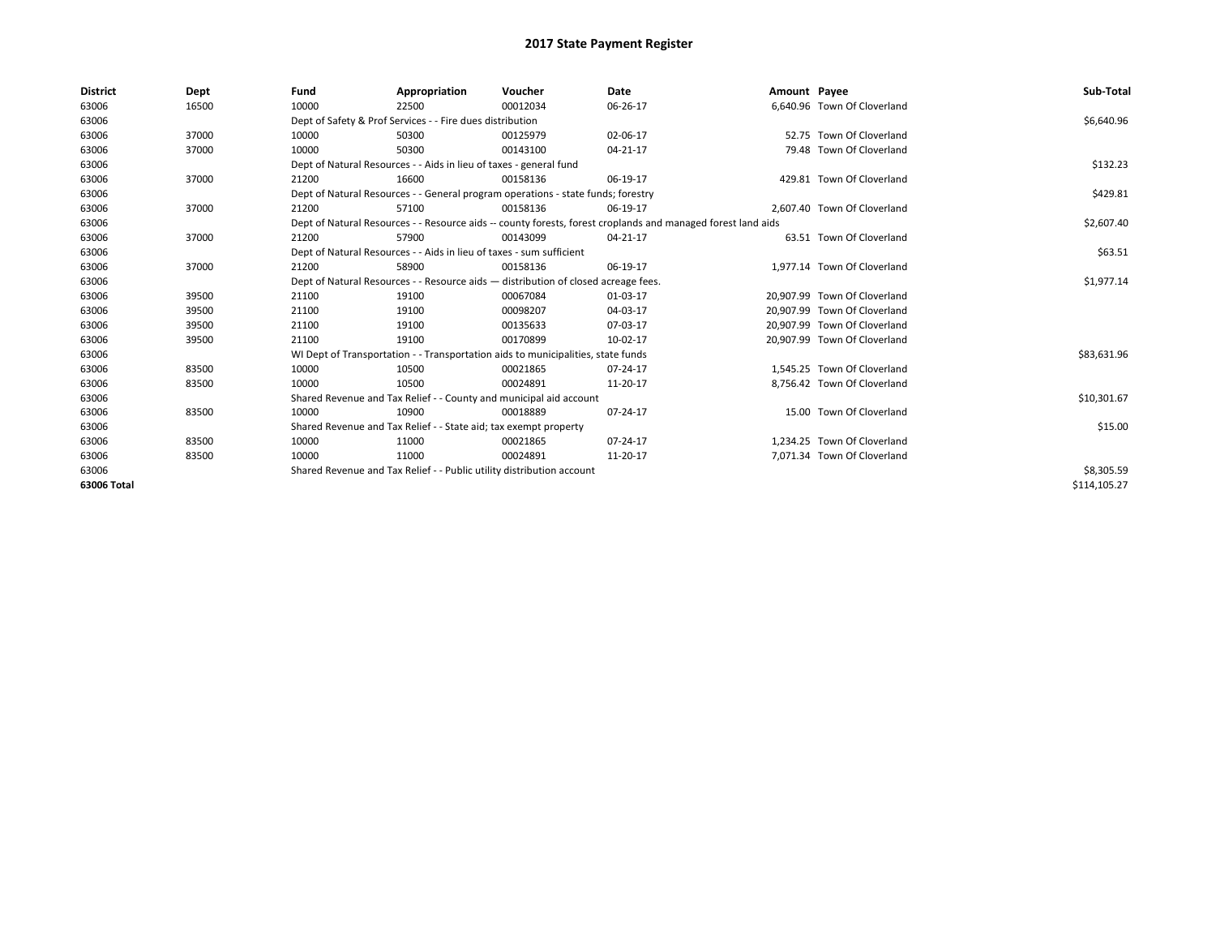# 2017 State Payment Register

| District | Dept | Fund | Appropriation | Voucher | Date | Amount | Payee | Sub-Total |
|---|---|---|---|---|---|---|---|---|
| 63006 | 16500 | 10000 | 22500 | 00012034 | 06-26-17 | 6,640.96 | Town Of Cloverland | |
| 63006 | | Dept of Safety & Prof Services - - Fire dues distribution | | | | | | $6,640.96 |
| 63006 | 37000 | 10000 | 50300 | 00125979 | 02-06-17 | 52.75 | Town Of Cloverland | |
| 63006 | 37000 | 10000 | 50300 | 00143100 | 04-21-17 | 79.48 | Town Of Cloverland | |
| 63006 | | Dept of Natural Resources - - Aids in lieu of taxes - general fund | | | | | | $132.23 |
| 63006 | 37000 | 21200 | 16600 | 00158136 | 06-19-17 | 429.81 | Town Of Cloverland | |
| 63006 | | Dept of Natural Resources - - General program operations - state funds; forestry | | | | | | $429.81 |
| 63006 | 37000 | 21200 | 57100 | 00158136 | 06-19-17 | 2,607.40 | Town Of Cloverland | |
| 63006 | | Dept of Natural Resources - - Resource aids -- county forests, forest croplands and managed forest land aids | | | | | | $2,607.40 |
| 63006 | 37000 | 21200 | 57900 | 00143099 | 04-21-17 | 63.51 | Town Of Cloverland | |
| 63006 | | Dept of Natural Resources - - Aids in lieu of taxes - sum sufficient | | | | | | $63.51 |
| 63006 | 37000 | 21200 | 58900 | 00158136 | 06-19-17 | 1,977.14 | Town Of Cloverland | |
| 63006 | | Dept of Natural Resources - - Resource aids — distribution of closed acreage fees. | | | | | | $1,977.14 |
| 63006 | 39500 | 21100 | 19100 | 00067084 | 01-03-17 | 20,907.99 | Town Of Cloverland | |
| 63006 | 39500 | 21100 | 19100 | 00098207 | 04-03-17 | 20,907.99 | Town Of Cloverland | |
| 63006 | 39500 | 21100 | 19100 | 00135633 | 07-03-17 | 20,907.99 | Town Of Cloverland | |
| 63006 | 39500 | 21100 | 19100 | 00170899 | 10-02-17 | 20,907.99 | Town Of Cloverland | |
| 63006 | | WI Dept of Transportation - - Transportation aids to municipalities, state funds | | | | | | $83,631.96 |
| 63006 | 83500 | 10000 | 10500 | 00021865 | 07-24-17 | 1,545.25 | Town Of Cloverland | |
| 63006 | 83500 | 10000 | 10500 | 00024891 | 11-20-17 | 8,756.42 | Town Of Cloverland | |
| 63006 | | Shared Revenue and Tax Relief - - County and municipal aid account | | | | | | $10,301.67 |
| 63006 | 83500 | 10000 | 10900 | 00018889 | 07-24-17 | 15.00 | Town Of Cloverland | |
| 63006 | | Shared Revenue and Tax Relief - - State aid; tax exempt property | | | | | | $15.00 |
| 63006 | 83500 | 10000 | 11000 | 00021865 | 07-24-17 | 1,234.25 | Town Of Cloverland | |
| 63006 | 83500 | 10000 | 11000 | 00024891 | 11-20-17 | 7,071.34 | Town Of Cloverland | |
| 63006 | | Shared Revenue and Tax Relief - - Public utility distribution account | | | | | | $8,305.59 |
| 63006 Total | | | | | | | | $114,105.27 |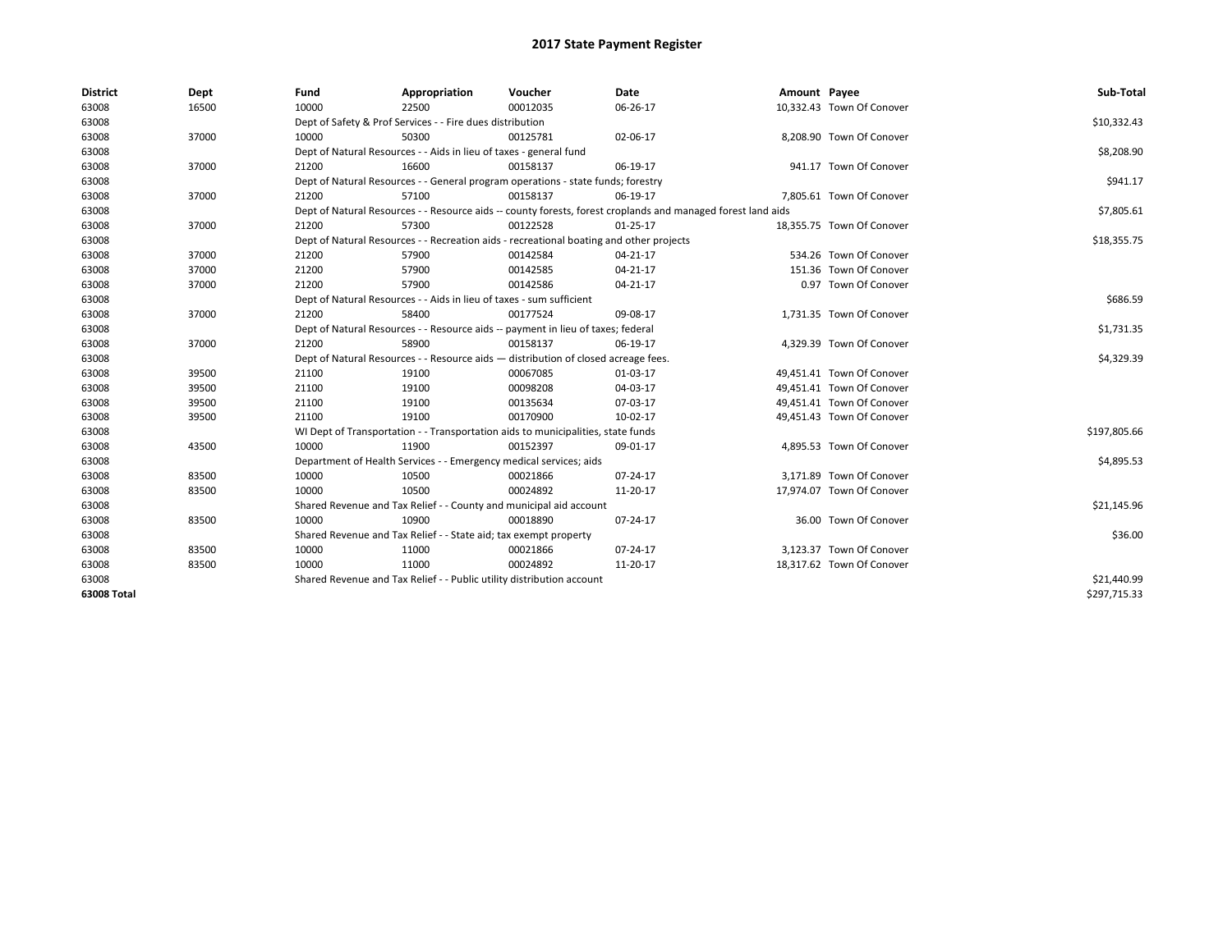# 2017 State Payment Register

| District | Dept | Fund | Appropriation | Voucher | Date | Amount | Payee | Sub-Total |
|---|---|---|---|---|---|---|---|---|
| 63008 | 16500 | 10000 | 22500 | 00012035 | 06-26-17 | 10,332.43 | Town Of Conover | |
| 63008 | | Dept of Safety & Prof Services - - Fire dues distribution | | | | | | $10,332.43 |
| 63008 | 37000 | 10000 | 50300 | 00125781 | 02-06-17 | 8,208.90 | Town Of Conover | |
| 63008 | | Dept of Natural Resources - - Aids in lieu of taxes - general fund | | | | | | $8,208.90 |
| 63008 | 37000 | 21200 | 16600 | 00158137 | 06-19-17 | 941.17 | Town Of Conover | |
| 63008 | | Dept of Natural Resources - - General program operations - state funds; forestry | | | | | | $941.17 |
| 63008 | 37000 | 21200 | 57100 | 00158137 | 06-19-17 | 7,805.61 | Town Of Conover | |
| 63008 | | Dept of Natural Resources - - Resource aids -- county forests, forest croplands and managed forest land aids | | | | | | $7,805.61 |
| 63008 | 37000 | 21200 | 57300 | 00122528 | 01-25-17 | 18,355.75 | Town Of Conover | |
| 63008 | | Dept of Natural Resources - - Recreation aids - recreational boating and other projects | | | | | | $18,355.75 |
| 63008 | 37000 | 21200 | 57900 | 00142584 | 04-21-17 | 534.26 | Town Of Conover | |
| 63008 | 37000 | 21200 | 57900 | 00142585 | 04-21-17 | 151.36 | Town Of Conover | |
| 63008 | 37000 | 21200 | 57900 | 00142586 | 04-21-17 | 0.97 | Town Of Conover | |
| 63008 | | Dept of Natural Resources - - Aids in lieu of taxes - sum sufficient | | | | | | $686.59 |
| 63008 | 37000 | 21200 | 58400 | 00177524 | 09-08-17 | 1,731.35 | Town Of Conover | |
| 63008 | | Dept of Natural Resources - - Resource aids -- payment in lieu of taxes; federal | | | | | | $1,731.35 |
| 63008 | 37000 | 21200 | 58900 | 00158137 | 06-19-17 | 4,329.39 | Town Of Conover | |
| 63008 | | Dept of Natural Resources - - Resource aids — distribution of closed acreage fees. | | | | | | $4,329.39 |
| 63008 | 39500 | 21100 | 19100 | 00067085 | 01-03-17 | 49,451.41 | Town Of Conover | |
| 63008 | 39500 | 21100 | 19100 | 00098208 | 04-03-17 | 49,451.41 | Town Of Conover | |
| 63008 | 39500 | 21100 | 19100 | 00135634 | 07-03-17 | 49,451.41 | Town Of Conover | |
| 63008 | 39500 | 21100 | 19100 | 00170900 | 10-02-17 | 49,451.43 | Town Of Conover | |
| 63008 | | WI Dept of Transportation - - Transportation aids to municipalities, state funds | | | | | | $197,805.66 |
| 63008 | 43500 | 10000 | 11900 | 00152397 | 09-01-17 | 4,895.53 | Town Of Conover | |
| 63008 | | Department of Health Services - - Emergency medical services; aids | | | | | | $4,895.53 |
| 63008 | 83500 | 10000 | 10500 | 00021866 | 07-24-17 | 3,171.89 | Town Of Conover | |
| 63008 | 83500 | 10000 | 10500 | 00024892 | 11-20-17 | 17,974.07 | Town Of Conover | |
| 63008 | | Shared Revenue and Tax Relief - - County and municipal aid account | | | | | | $21,145.96 |
| 63008 | 83500 | 10000 | 10900 | 00018890 | 07-24-17 | 36.00 | Town Of Conover | |
| 63008 | | Shared Revenue and Tax Relief - - State aid; tax exempt property | | | | | | $36.00 |
| 63008 | 83500 | 10000 | 11000 | 00021866 | 07-24-17 | 3,123.37 | Town Of Conover | |
| 63008 | 83500 | 10000 | 11000 | 00024892 | 11-20-17 | 18,317.62 | Town Of Conover | |
| 63008 | | Shared Revenue and Tax Relief - - Public utility distribution account | | | | | | $21,440.99 |
| **63008 Total** | | | | | | | | $297,715.33 |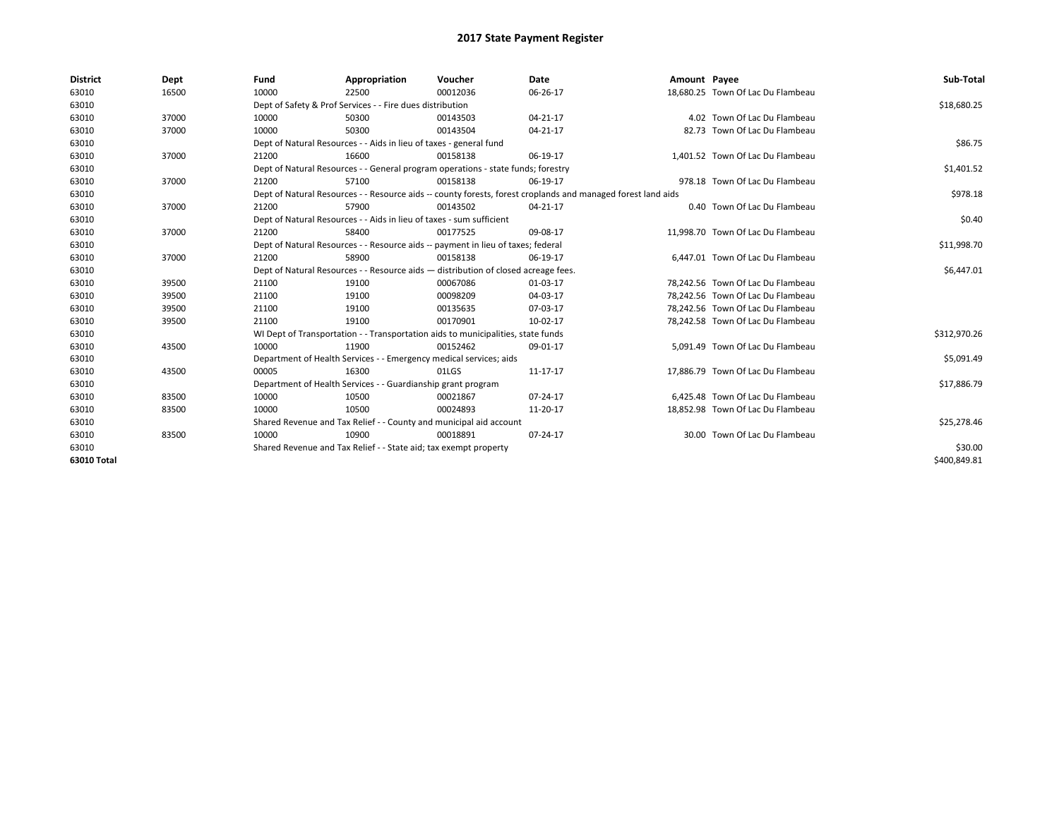# 2017 State Payment Register

| District | Dept | Fund | Appropriation | Voucher | Date | Amount | Payee | Sub-Total |
|---|---|---|---|---|---|---|---|---|
| 63010 | 16500 | 10000 | 22500 | 00012036 | 06-26-17 | 18,680.25 | Town Of Lac Du Flambeau | |
| 63010 | | Dept of Safety & Prof Services - - Fire dues distribution | | | | | | $18,680.25 |
| 63010 | 37000 | 10000 | 50300 | 00143503 | 04-21-17 | 4.02 | Town Of Lac Du Flambeau | |
| 63010 | 37000 | 10000 | 50300 | 00143504 | 04-21-17 | 82.73 | Town Of Lac Du Flambeau | |
| 63010 | | Dept of Natural Resources - - Aids in lieu of taxes - general fund | | | | | | $86.75 |
| 63010 | 37000 | 21200 | 16600 | 00158138 | 06-19-17 | 1,401.52 | Town Of Lac Du Flambeau | |
| 63010 | | Dept of Natural Resources - - General program operations - state funds; forestry | | | | | | $1,401.52 |
| 63010 | 37000 | 21200 | 57100 | 00158138 | 06-19-17 | 978.18 | Town Of Lac Du Flambeau | |
| 63010 | | Dept of Natural Resources - - Resource aids -- county forests, forest croplands and managed forest land aids | | | | | | $978.18 |
| 63010 | 37000 | 21200 | 57900 | 00143502 | 04-21-17 | 0.40 | Town Of Lac Du Flambeau | |
| 63010 | | Dept of Natural Resources - - Aids in lieu of taxes - sum sufficient | | | | | | $0.40 |
| 63010 | 37000 | 21200 | 58400 | 00177525 | 09-08-17 | 11,998.70 | Town Of Lac Du Flambeau | |
| 63010 | | Dept of Natural Resources - - Resource aids -- payment in lieu of taxes; federal | | | | | | $11,998.70 |
| 63010 | 37000 | 21200 | 58900 | 00158138 | 06-19-17 | 6,447.01 | Town Of Lac Du Flambeau | |
| 63010 | | Dept of Natural Resources - - Resource aids — distribution of closed acreage fees. | | | | | | $6,447.01 |
| 63010 | 39500 | 21100 | 19100 | 00067086 | 01-03-17 | 78,242.56 | Town Of Lac Du Flambeau | |
| 63010 | 39500 | 21100 | 19100 | 00098209 | 04-03-17 | 78,242.56 | Town Of Lac Du Flambeau | |
| 63010 | 39500 | 21100 | 19100 | 00135635 | 07-03-17 | 78,242.56 | Town Of Lac Du Flambeau | |
| 63010 | 39500 | 21100 | 19100 | 00170901 | 10-02-17 | 78,242.58 | Town Of Lac Du Flambeau | |
| 63010 | | WI Dept of Transportation - - Transportation aids to municipalities, state funds | | | | | | $312,970.26 |
| 63010 | 43500 | 10000 | 11900 | 00152462 | 09-01-17 | 5,091.49 | Town Of Lac Du Flambeau | |
| 63010 | | Department of Health Services - - Emergency medical services; aids | | | | | | $5,091.49 |
| 63010 | 43500 | 00005 | 16300 | 01LGS | 11-17-17 | 17,886.79 | Town Of Lac Du Flambeau | |
| 63010 | | Department of Health Services - - Guardianship grant program | | | | | | $17,886.79 |
| 63010 | 83500 | 10000 | 10500 | 00021867 | 07-24-17 | 6,425.48 | Town Of Lac Du Flambeau | |
| 63010 | 83500 | 10000 | 10500 | 00024893 | 11-20-17 | 18,852.98 | Town Of Lac Du Flambeau | |
| 63010 | | Shared Revenue and Tax Relief - - County and municipal aid account | | | | | | $25,278.46 |
| 63010 | 83500 | 10000 | 10900 | 00018891 | 07-24-17 | 30.00 | Town Of Lac Du Flambeau | |
| 63010 | | Shared Revenue and Tax Relief - - State aid; tax exempt property | | | | | | $30.00 |
| **63010 Total** | | | | | | | | $400,849.81 |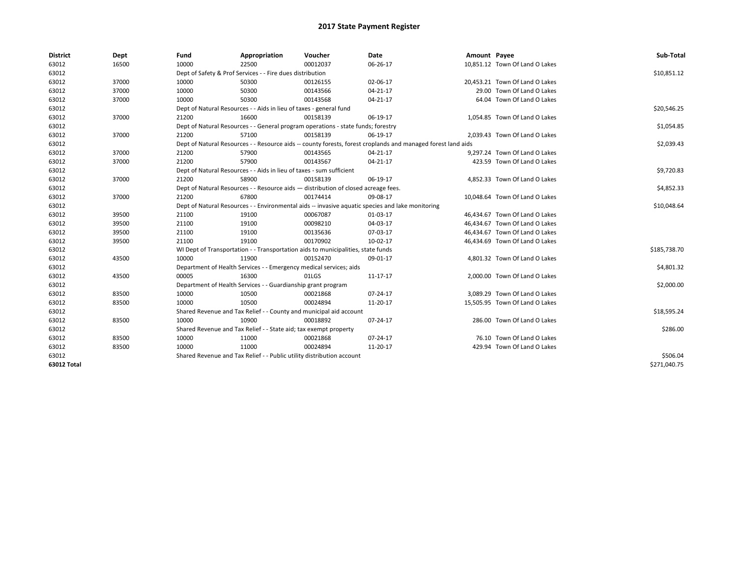# 2017 State Payment Register

| District | Dept | Fund | Appropriation | Voucher | Date | Amount | Payee | Sub-Total |
|---|---|---|---|---|---|---|---|---|
| 63012 | 16500 | 10000 | 22500 | 00012037 | 06-26-17 | 10,851.12 | Town Of Land O Lakes | |
| 63012 | | Dept of Safety & Prof Services - - Fire dues distribution | | | | | | $10,851.12 |
| 63012 | 37000 | 10000 | 50300 | 00126155 | 02-06-17 | 20,453.21 | Town Of Land O Lakes | |
| 63012 | 37000 | 10000 | 50300 | 00143566 | 04-21-17 | 29.00 | Town Of Land O Lakes | |
| 63012 | 37000 | 10000 | 50300 | 00143568 | 04-21-17 | 64.04 | Town Of Land O Lakes | |
| 63012 | | Dept of Natural Resources - - Aids in lieu of taxes - general fund | | | | | | $20,546.25 |
| 63012 | 37000 | 21200 | 16600 | 00158139 | 06-19-17 | 1,054.85 | Town Of Land O Lakes | |
| 63012 | | Dept of Natural Resources - - General program operations - state funds; forestry | | | | | | $1,054.85 |
| 63012 | 37000 | 21200 | 57100 | 00158139 | 06-19-17 | 2,039.43 | Town Of Land O Lakes | |
| 63012 | | Dept of Natural Resources - - Resource aids -- county forests, forest croplands and managed forest land aids | | | | | | $2,039.43 |
| 63012 | 37000 | 21200 | 57900 | 00143565 | 04-21-17 | 9,297.24 | Town Of Land O Lakes | |
| 63012 | 37000 | 21200 | 57900 | 00143567 | 04-21-17 | 423.59 | Town Of Land O Lakes | |
| 63012 | | Dept of Natural Resources - - Aids in lieu of taxes - sum sufficient | | | | | | $9,720.83 |
| 63012 | 37000 | 21200 | 58900 | 00158139 | 06-19-17 | 4,852.33 | Town Of Land O Lakes | |
| 63012 | | Dept of Natural Resources - - Resource aids — distribution of closed acreage fees. | | | | | | $4,852.33 |
| 63012 | 37000 | 21200 | 67800 | 00174414 | 09-08-17 | 10,048.64 | Town Of Land O Lakes | |
| 63012 | | Dept of Natural Resources - - Environmental aids -- invasive aquatic species and lake monitoring | | | | | | $10,048.64 |
| 63012 | 39500 | 21100 | 19100 | 00067087 | 01-03-17 | 46,434.67 | Town Of Land O Lakes | |
| 63012 | 39500 | 21100 | 19100 | 00098210 | 04-03-17 | 46,434.67 | Town Of Land O Lakes | |
| 63012 | 39500 | 21100 | 19100 | 00135636 | 07-03-17 | 46,434.67 | Town Of Land O Lakes | |
| 63012 | 39500 | 21100 | 19100 | 00170902 | 10-02-17 | 46,434.69 | Town Of Land O Lakes | |
| 63012 | | WI Dept of Transportation - - Transportation aids to municipalities, state funds | | | | | | $185,738.70 |
| 63012 | 43500 | 10000 | 11900 | 00152470 | 09-01-17 | 4,801.32 | Town Of Land O Lakes | |
| 63012 | | Department of Health Services - - Emergency medical services; aids | | | | | | $4,801.32 |
| 63012 | 43500 | 00005 | 16300 | 01LGS | 11-17-17 | 2,000.00 | Town Of Land O Lakes | |
| 63012 | | Department of Health Services - - Guardianship grant program | | | | | | $2,000.00 |
| 63012 | 83500 | 10000 | 10500 | 00021868 | 07-24-17 | 3,089.29 | Town Of Land O Lakes | |
| 63012 | 83500 | 10000 | 10500 | 00024894 | 11-20-17 | 15,505.95 | Town Of Land O Lakes | |
| 63012 | | Shared Revenue and Tax Relief - - County and municipal aid account | | | | | | $18,595.24 |
| 63012 | 83500 | 10000 | 10900 | 00018892 | 07-24-17 | 286.00 | Town Of Land O Lakes | |
| 63012 | | Shared Revenue and Tax Relief - - State aid; tax exempt property | | | | | | $286.00 |
| 63012 | 83500 | 10000 | 11000 | 00021868 | 07-24-17 | 76.10 | Town Of Land O Lakes | |
| 63012 | 83500 | 10000 | 11000 | 00024894 | 11-20-17 | 429.94 | Town Of Land O Lakes | |
| 63012 | | Shared Revenue and Tax Relief - - Public utility distribution account | | | | | | $506.04 |
| **63012 Total** | | | | | | | | $271,040.75 |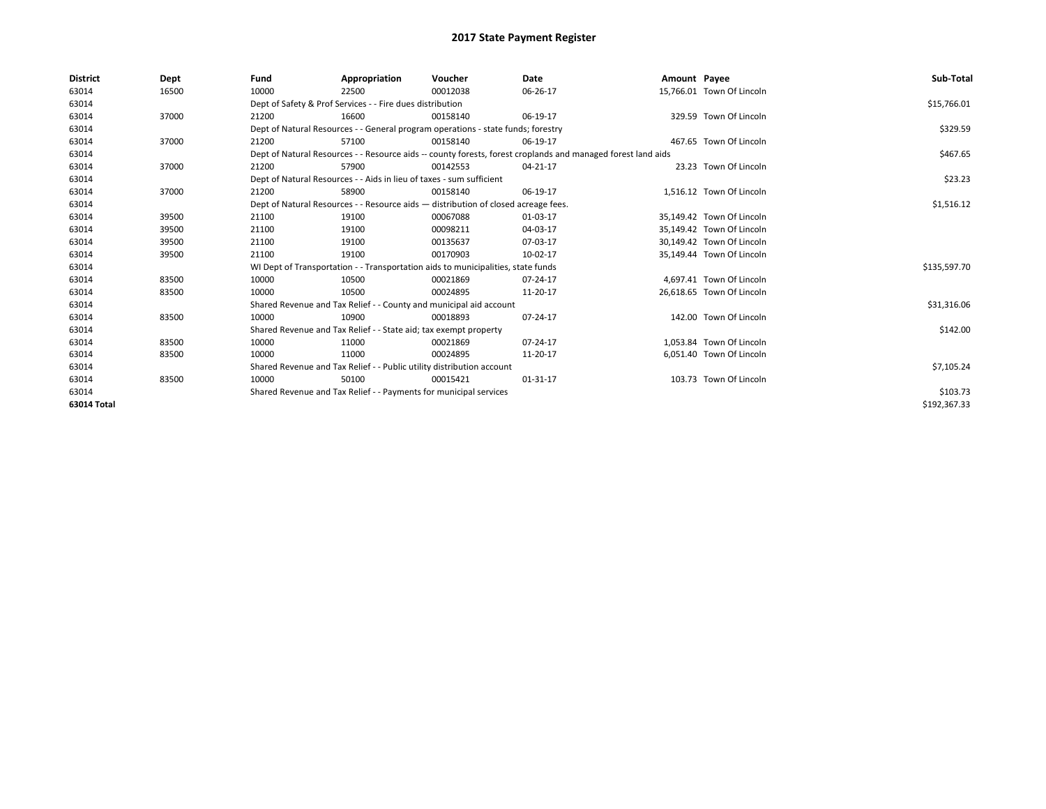# 2017 State Payment Register

| District | Dept | Fund | Appropriation | Voucher | Date | Amount | Payee | Sub-Total |
|---|---|---|---|---|---|---|---|---|
| 63014 | 16500 | 10000 | 22500 | 00012038 | 06-26-17 | 15,766.01 | Town Of Lincoln | |
| 63014 | | Dept of Safety & Prof Services - - Fire dues distribution | | | | | | $15,766.01 |
| 63014 | 37000 | 21200 | 16600 | 00158140 | 06-19-17 | 329.59 | Town Of Lincoln | |
| 63014 | | Dept of Natural Resources - - General program operations - state funds; forestry | | | | | | $329.59 |
| 63014 | 37000 | 21200 | 57100 | 00158140 | 06-19-17 | 467.65 | Town Of Lincoln | |
| 63014 | | Dept of Natural Resources - - Resource aids -- county forests, forest croplands and managed forest land aids | | | | | | $467.65 |
| 63014 | 37000 | 21200 | 57900 | 00142553 | 04-21-17 | 23.23 | Town Of Lincoln | |
| 63014 | | Dept of Natural Resources - - Aids in lieu of taxes - sum sufficient | | | | | | $23.23 |
| 63014 | 37000 | 21200 | 58900 | 00158140 | 06-19-17 | 1,516.12 | Town Of Lincoln | |
| 63014 | | Dept of Natural Resources - - Resource aids — distribution of closed acreage fees. | | | | | | $1,516.12 |
| 63014 | 39500 | 21100 | 19100 | 00067088 | 01-03-17 | 35,149.42 | Town Of Lincoln | |
| 63014 | 39500 | 21100 | 19100 | 00098211 | 04-03-17 | 35,149.42 | Town Of Lincoln | |
| 63014 | 39500 | 21100 | 19100 | 00135637 | 07-03-17 | 30,149.42 | Town Of Lincoln | |
| 63014 | 39500 | 21100 | 19100 | 00170903 | 10-02-17 | 35,149.44 | Town Of Lincoln | |
| 63014 | | WI Dept of Transportation - - Transportation aids to municipalities, state funds | | | | | | $135,597.70 |
| 63014 | 83500 | 10000 | 10500 | 00021869 | 07-24-17 | 4,697.41 | Town Of Lincoln | |
| 63014 | 83500 | 10000 | 10500 | 00024895 | 11-20-17 | 26,618.65 | Town Of Lincoln | |
| 63014 | | Shared Revenue and Tax Relief - - County and municipal aid account | | | | | | $31,316.06 |
| 63014 | 83500 | 10000 | 10900 | 00018893 | 07-24-17 | 142.00 | Town Of Lincoln | |
| 63014 | | Shared Revenue and Tax Relief - - State aid; tax exempt property | | | | | | $142.00 |
| 63014 | 83500 | 10000 | 11000 | 00021869 | 07-24-17 | 1,053.84 | Town Of Lincoln | |
| 63014 | 83500 | 10000 | 11000 | 00024895 | 11-20-17 | 6,051.40 | Town Of Lincoln | |
| 63014 | | Shared Revenue and Tax Relief - - Public utility distribution account | | | | | | $7,105.24 |
| 63014 | 83500 | 10000 | 50100 | 00015421 | 01-31-17 | 103.73 | Town Of Lincoln | |
| 63014 | | Shared Revenue and Tax Relief - - Payments for municipal services | | | | | | $103.73 |
| **63014 Total** | | | | | | | | $192,367.33 |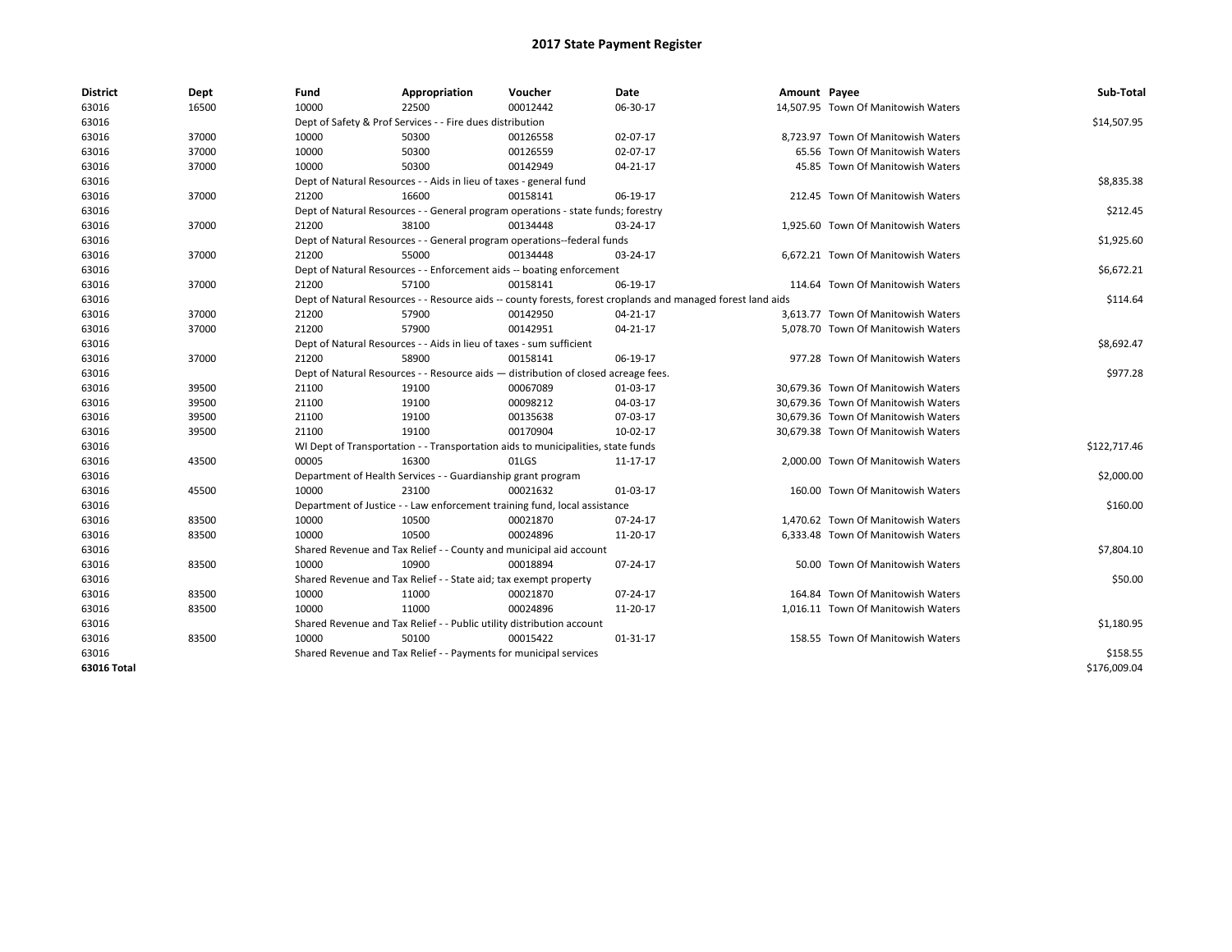# 2017 State Payment Register

| District | Dept | Fund | Appropriation | Voucher | Date | Amount | Payee | Sub-Total |
|---|---|---|---|---|---|---|---|---|
| 63016 | 16500 | 10000 | 22500 | 00012442 | 06-30-17 | 14,507.95 | Town Of Manitowish Waters | |
| 63016 | | Dept of Safety & Prof Services - - Fire dues distribution | | | | | | $14,507.95 |
| 63016 | 37000 | 10000 | 50300 | 00126558 | 02-07-17 | 8,723.97 | Town Of Manitowish Waters | |
| 63016 | 37000 | 10000 | 50300 | 00126559 | 02-07-17 | 65.56 | Town Of Manitowish Waters | |
| 63016 | 37000 | 10000 | 50300 | 00142949 | 04-21-17 | 45.85 | Town Of Manitowish Waters | |
| 63016 | | Dept of Natural Resources - - Aids in lieu of taxes - general fund | | | | | | $8,835.38 |
| 63016 | 37000 | 21200 | 16600 | 00158141 | 06-19-17 | 212.45 | Town Of Manitowish Waters | |
| 63016 | | Dept of Natural Resources - - General program operations - state funds; forestry | | | | | | $212.45 |
| 63016 | 37000 | 21200 | 38100 | 00134448 | 03-24-17 | 1,925.60 | Town Of Manitowish Waters | |
| 63016 | | Dept of Natural Resources - - General program operations--federal funds | | | | | | $1,925.60 |
| 63016 | 37000 | 21200 | 55000 | 00134448 | 03-24-17 | 6,672.21 | Town Of Manitowish Waters | |
| 63016 | | Dept of Natural Resources - - Enforcement aids -- boating enforcement | | | | | | $6,672.21 |
| 63016 | 37000 | 21200 | 57100 | 00158141 | 06-19-17 | 114.64 | Town Of Manitowish Waters | |
| 63016 | | Dept of Natural Resources - - Resource aids -- county forests, forest croplands and managed forest land aids | | | | | | $114.64 |
| 63016 | 37000 | 21200 | 57900 | 00142950 | 04-21-17 | 3,613.77 | Town Of Manitowish Waters | |
| 63016 | 37000 | 21200 | 57900 | 00142951 | 04-21-17 | 5,078.70 | Town Of Manitowish Waters | |
| 63016 | | Dept of Natural Resources - - Aids in lieu of taxes - sum sufficient | | | | | | $8,692.47 |
| 63016 | 37000 | 21200 | 58900 | 00158141 | 06-19-17 | 977.28 | Town Of Manitowish Waters | |
| 63016 | | Dept of Natural Resources - - Resource aids — distribution of closed acreage fees. | | | | | | $977.28 |
| 63016 | 39500 | 21100 | 19100 | 00067089 | 01-03-17 | 30,679.36 | Town Of Manitowish Waters | |
| 63016 | 39500 | 21100 | 19100 | 00098212 | 04-03-17 | 30,679.36 | Town Of Manitowish Waters | |
| 63016 | 39500 | 21100 | 19100 | 00135638 | 07-03-17 | 30,679.36 | Town Of Manitowish Waters | |
| 63016 | 39500 | 21100 | 19100 | 00170904 | 10-02-17 | 30,679.38 | Town Of Manitowish Waters | |
| 63016 | | WI Dept of Transportation - - Transportation aids to municipalities, state funds | | | | | | $122,717.46 |
| 63016 | 43500 | 00005 | 16300 | 01LGS | 11-17-17 | 2,000.00 | Town Of Manitowish Waters | |
| 63016 | | Department of Health Services - - Guardianship grant program | | | | | | $2,000.00 |
| 63016 | 45500 | 10000 | 23100 | 00021632 | 01-03-17 | 160.00 | Town Of Manitowish Waters | |
| 63016 | | Department of Justice - - Law enforcement training fund, local assistance | | | | | | $160.00 |
| 63016 | 83500 | 10000 | 10500 | 00021870 | 07-24-17 | 1,470.62 | Town Of Manitowish Waters | |
| 63016 | 83500 | 10000 | 10500 | 00024896 | 11-20-17 | 6,333.48 | Town Of Manitowish Waters | |
| 63016 | | Shared Revenue and Tax Relief - - County and municipal aid account | | | | | | $7,804.10 |
| 63016 | 83500 | 10000 | 10900 | 00018894 | 07-24-17 | 50.00 | Town Of Manitowish Waters | |
| 63016 | | Shared Revenue and Tax Relief - - State aid; tax exempt property | | | | | | $50.00 |
| 63016 | 83500 | 10000 | 11000 | 00021870 | 07-24-17 | 164.84 | Town Of Manitowish Waters | |
| 63016 | 83500 | 10000 | 11000 | 00024896 | 11-20-17 | 1,016.11 | Town Of Manitowish Waters | |
| 63016 | | Shared Revenue and Tax Relief - - Public utility distribution account | | | | | | $1,180.95 |
| 63016 | 83500 | 10000 | 50100 | 00015422 | 01-31-17 | 158.55 | Town Of Manitowish Waters | |
| 63016 | | Shared Revenue and Tax Relief - - Payments for municipal services | | | | | | $158.55 |
| 63016 Total | | | | | | | | $176,009.04 |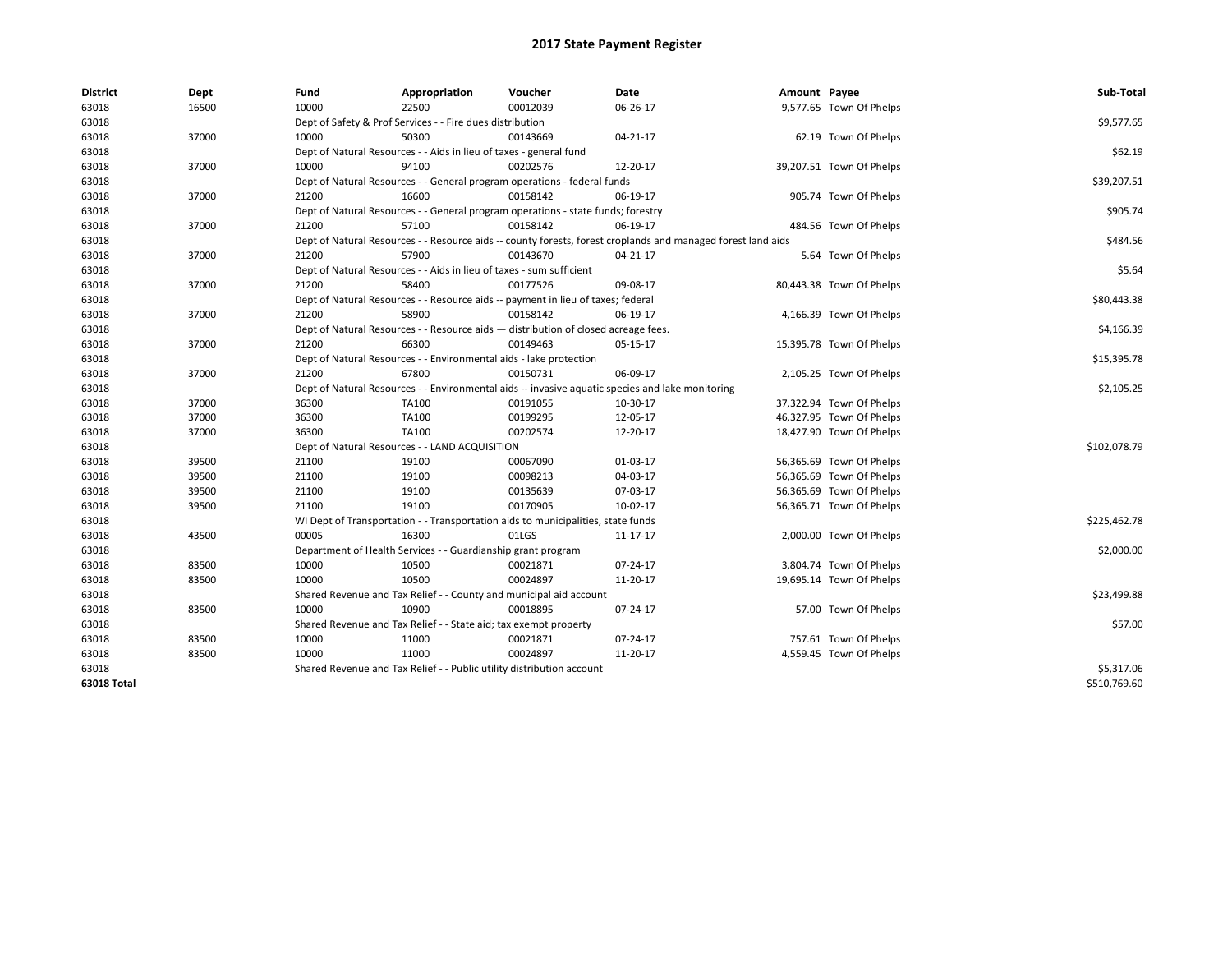# 2017 State Payment Register

| District | Dept | Fund | Appropriation | Voucher | Date | Amount | Payee | Sub-Total |
|---|---|---|---|---|---|---|---|---|
| 63018 | 16500 | 10000 | 22500 | 00012039 | 06-26-17 | 9,577.65 | Town Of Phelps | |
| 63018 | | Dept of Safety & Prof Services - - Fire dues distribution | | | | | | $9,577.65 |
| 63018 | 37000 | 10000 | 50300 | 00143669 | 04-21-17 | 62.19 | Town Of Phelps | |
| 63018 | | Dept of Natural Resources - - Aids in lieu of taxes - general fund | | | | | | $62.19 |
| 63018 | 37000 | 10000 | 94100 | 00202576 | 12-20-17 | 39,207.51 | Town Of Phelps | |
| 63018 | | Dept of Natural Resources - - General program operations - federal funds | | | | | | $39,207.51 |
| 63018 | 37000 | 21200 | 16600 | 00158142 | 06-19-17 | 905.74 | Town Of Phelps | |
| 63018 | | Dept of Natural Resources - - General program operations - state funds; forestry | | | | | | $905.74 |
| 63018 | 37000 | 21200 | 57100 | 00158142 | 06-19-17 | 484.56 | Town Of Phelps | |
| 63018 | | Dept of Natural Resources - - Resource aids -- county forests, forest croplands and managed forest land aids | | | | | | $484.56 |
| 63018 | 37000 | 21200 | 57900 | 00143670 | 04-21-17 | 5.64 | Town Of Phelps | |
| 63018 | | Dept of Natural Resources - - Aids in lieu of taxes - sum sufficient | | | | | | $5.64 |
| 63018 | 37000 | 21200 | 58400 | 00177526 | 09-08-17 | 80,443.38 | Town Of Phelps | |
| 63018 | | Dept of Natural Resources - - Resource aids -- payment in lieu of taxes; federal | | | | | | $80,443.38 |
| 63018 | 37000 | 21200 | 58900 | 00158142 | 06-19-17 | 4,166.39 | Town Of Phelps | |
| 63018 | | Dept of Natural Resources - - Resource aids — distribution of closed acreage fees. | | | | | | $4,166.39 |
| 63018 | 37000 | 21200 | 66300 | 00149463 | 05-15-17 | 15,395.78 | Town Of Phelps | |
| 63018 | | Dept of Natural Resources - - Environmental aids - lake protection | | | | | | $15,395.78 |
| 63018 | 37000 | 21200 | 67800 | 00150731 | 06-09-17 | 2,105.25 | Town Of Phelps | |
| 63018 | | Dept of Natural Resources - - Environmental aids -- invasive aquatic species and lake monitoring | | | | | | $2,105.25 |
| 63018 | 37000 | 36300 | TA100 | 00191055 | 10-30-17 | 37,322.94 | Town Of Phelps | |
| 63018 | 37000 | 36300 | TA100 | 00199295 | 12-05-17 | 46,327.95 | Town Of Phelps | |
| 63018 | 37000 | 36300 | TA100 | 00202574 | 12-20-17 | 18,427.90 | Town Of Phelps | |
| 63018 | | Dept of Natural Resources - - LAND ACQUISITION | | | | | | $102,078.79 |
| 63018 | 39500 | 21100 | 19100 | 00067090 | 01-03-17 | 56,365.69 | Town Of Phelps | |
| 63018 | 39500 | 21100 | 19100 | 00098213 | 04-03-17 | 56,365.69 | Town Of Phelps | |
| 63018 | 39500 | 21100 | 19100 | 00135639 | 07-03-17 | 56,365.69 | Town Of Phelps | |
| 63018 | 39500 | 21100 | 19100 | 00170905 | 10-02-17 | 56,365.71 | Town Of Phelps | |
| 63018 | | WI Dept of Transportation - - Transportation aids to municipalities, state funds | | | | | | $225,462.78 |
| 63018 | 43500 | 00005 | 16300 | 01LGS | 11-17-17 | 2,000.00 | Town Of Phelps | |
| 63018 | | Department of Health Services - - Guardianship grant program | | | | | | $2,000.00 |
| 63018 | 83500 | 10000 | 10500 | 00021871 | 07-24-17 | 3,804.74 | Town Of Phelps | |
| 63018 | 83500 | 10000 | 10500 | 00024897 | 11-20-17 | 19,695.14 | Town Of Phelps | |
| 63018 | | Shared Revenue and Tax Relief - - County and municipal aid account | | | | | | $23,499.88 |
| 63018 | 83500 | 10000 | 10900 | 00018895 | 07-24-17 | 57.00 | Town Of Phelps | |
| 63018 | | Shared Revenue and Tax Relief - - State aid; tax exempt property | | | | | | $57.00 |
| 63018 | 83500 | 10000 | 11000 | 00021871 | 07-24-17 | 757.61 | Town Of Phelps | |
| 63018 | 83500 | 10000 | 11000 | 00024897 | 11-20-17 | 4,559.45 | Town Of Phelps | |
| 63018 | | Shared Revenue and Tax Relief - - Public utility distribution account | | | | | | $5,317.06 |
| **63018 Total** | | | | | | | | $510,769.60 |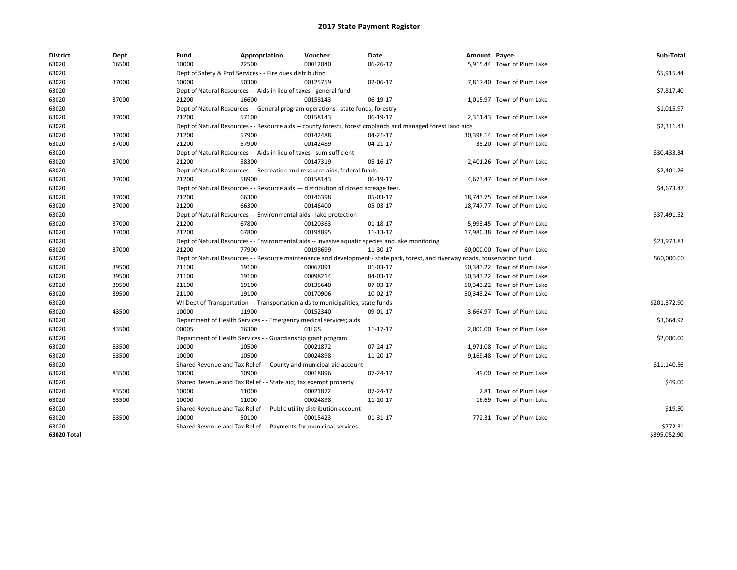# 2017 State Payment Register

| District | Dept | Fund | Appropriation | Voucher | Date | Amount | Payee | Sub-Total |
|---|---|---|---|---|---|---|---|---|
| 63020 | 16500 | 10000 | 22500 | 00012040 | 06-26-17 | 5,915.44 | Town of Plum Lake | |
| 63020 | | Dept of Safety & Prof Services - - Fire dues distribution | | | | | | $5,915.44 |
| 63020 | 37000 | 10000 | 50300 | 00125759 | 02-06-17 | 7,817.40 | Town of Plum Lake | |
| 63020 | | Dept of Natural Resources - - Aids in lieu of taxes - general fund | | | | | | $7,817.40 |
| 63020 | 37000 | 21200 | 16600 | 00158143 | 06-19-17 | 1,015.97 | Town of Plum Lake | |
| 63020 | | Dept of Natural Resources - - General program operations - state funds; forestry | | | | | | $1,015.97 |
| 63020 | 37000 | 21200 | 57100 | 00158143 | 06-19-17 | 2,311.43 | Town of Plum Lake | |
| 63020 | | Dept of Natural Resources - - Resource aids -- county forests, forest croplands and managed forest land aids | | | | | | $2,311.43 |
| 63020 | 37000 | 21200 | 57900 | 00142488 | 04-21-17 | 30,398.14 | Town of Plum Lake | |
| 63020 | 37000 | 21200 | 57900 | 00142489 | 04-21-17 | 35.20 | Town of Plum Lake | |
| 63020 | | Dept of Natural Resources - - Aids in lieu of taxes - sum sufficient | | | | | | $30,433.34 |
| 63020 | 37000 | 21200 | 58300 | 00147319 | 05-16-17 | 2,401.26 | Town of Plum Lake | |
| 63020 | | Dept of Natural Resources - - Recreation and resource aids, federal funds | | | | | | $2,401.26 |
| 63020 | 37000 | 21200 | 58900 | 00158143 | 06-19-17 | 4,673.47 | Town of Plum Lake | |
| 63020 | | Dept of Natural Resources - - Resource aids — distribution of closed acreage fees. | | | | | | $4,673.47 |
| 63020 | 37000 | 21200 | 66300 | 00146398 | 05-03-17 | 18,743.75 | Town of Plum Lake | |
| 63020 | 37000 | 21200 | 66300 | 00146400 | 05-03-17 | 18,747.77 | Town of Plum Lake | |
| 63020 | | Dept of Natural Resources - - Environmental aids - lake protection | | | | | | $37,491.52 |
| 63020 | 37000 | 21200 | 67800 | 00120363 | 01-18-17 | 5,993.45 | Town of Plum Lake | |
| 63020 | 37000 | 21200 | 67800 | 00194895 | 11-13-17 | 17,980.38 | Town of Plum Lake | |
| 63020 | | Dept of Natural Resources - - Environmental aids -- invasive aquatic species and lake monitoring | | | | | | $23,973.83 |
| 63020 | 37000 | 21200 | 77900 | 00198699 | 11-30-17 | 60,000.00 | Town of Plum Lake | |
| 63020 | | Dept of Natural Resources - - Resource maintenance and development - state park, forest, and riverway roads, conservation fund | | | | | | $60,000.00 |
| 63020 | 39500 | 21100 | 19100 | 00067091 | 01-03-17 | 50,343.22 | Town of Plum Lake | |
| 63020 | 39500 | 21100 | 19100 | 00098214 | 04-03-17 | 50,343.22 | Town of Plum Lake | |
| 63020 | 39500 | 21100 | 19100 | 00135640 | 07-03-17 | 50,343.22 | Town of Plum Lake | |
| 63020 | 39500 | 21100 | 19100 | 00170906 | 10-02-17 | 50,343.24 | Town of Plum Lake | |
| 63020 | | WI Dept of Transportation - - Transportation aids to municipalities, state funds | | | | | | $201,372.90 |
| 63020 | 43500 | 10000 | 11900 | 00152340 | 09-01-17 | 3,664.97 | Town of Plum Lake | |
| 63020 | | Department of Health Services - - Emergency medical services; aids | | | | | | $3,664.97 |
| 63020 | 43500 | 00005 | 16300 | 01LGS | 11-17-17 | 2,000.00 | Town of Plum Lake | |
| 63020 | | Department of Health Services - - Guardianship grant program | | | | | | $2,000.00 |
| 63020 | 83500 | 10000 | 10500 | 00021872 | 07-24-17 | 1,971.08 | Town of Plum Lake | |
| 63020 | 83500 | 10000 | 10500 | 00024898 | 11-20-17 | 9,169.48 | Town of Plum Lake | |
| 63020 | | Shared Revenue and Tax Relief - - County and municipal aid account | | | | | | $11,140.56 |
| 63020 | 83500 | 10000 | 10900 | 00018896 | 07-24-17 | 49.00 | Town of Plum Lake | |
| 63020 | | Shared Revenue and Tax Relief - - State aid; tax exempt property | | | | | | $49.00 |
| 63020 | 83500 | 10000 | 11000 | 00021872 | 07-24-17 | 2.81 | Town of Plum Lake | |
| 63020 | 83500 | 10000 | 11000 | 00024898 | 11-20-17 | 16.69 | Town of Plum Lake | |
| 63020 | | Shared Revenue and Tax Relief - - Public utility distribution account | | | | | | $19.50 |
| 63020 | 83500 | 10000 | 50100 | 00015423 | 01-31-17 | 772.31 | Town of Plum Lake | |
| 63020 | | Shared Revenue and Tax Relief - - Payments for municipal services | | | | | | $772.31 |
| **63020 Total** | | | | | | | | $395,052.90 |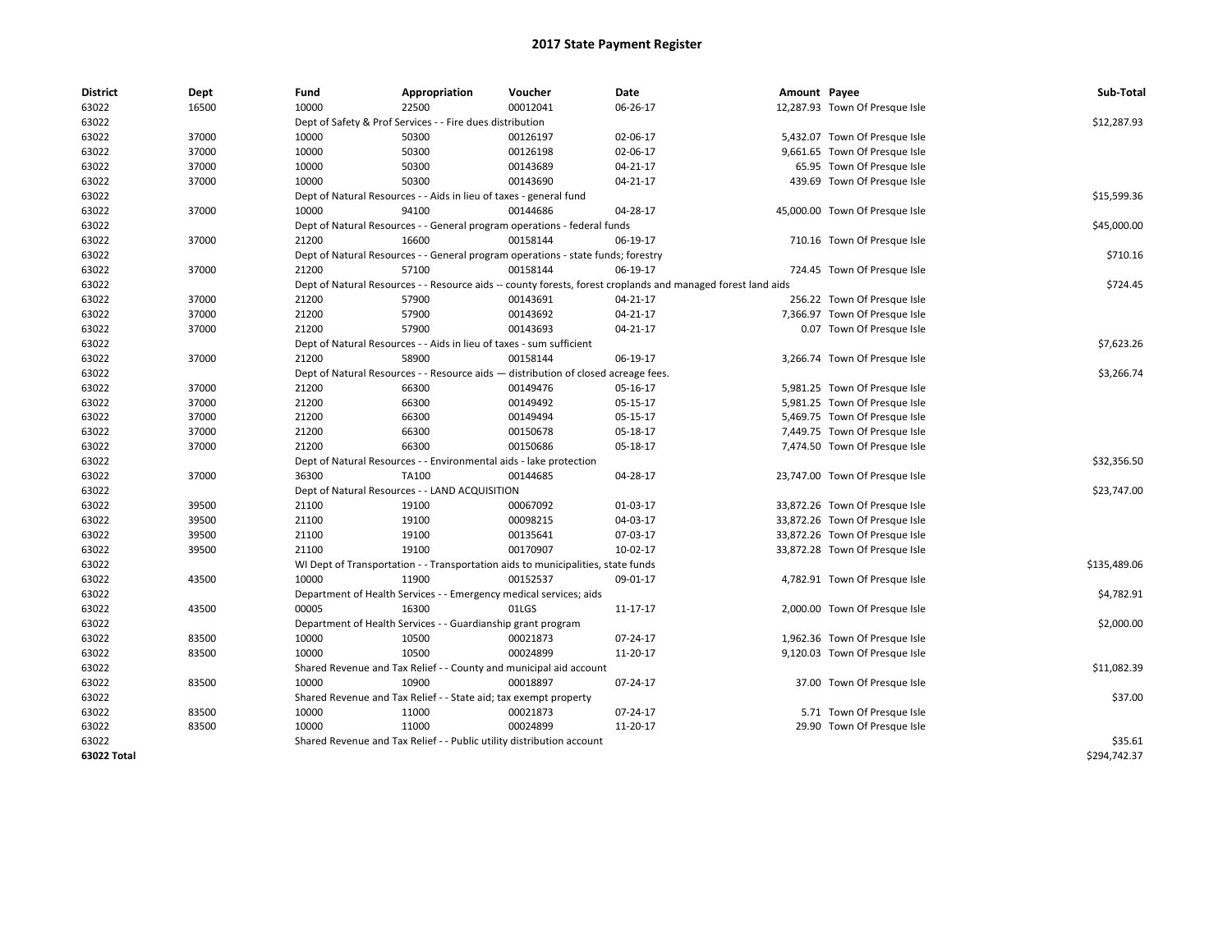# 2017 State Payment Register

| District | Dept | Fund | Appropriation | Voucher | Date | Amount | Payee | Sub-Total |
|---|---|---|---|---|---|---|---|---|
| 63022 | 16500 | 10000 | 22500 | 00012041 | 06-26-17 | 12,287.93 | Town Of Presque Isle | |
| 63022 | | Dept of Safety & Prof Services - - Fire dues distribution | | | | | | $12,287.93 |
| 63022 | 37000 | 10000 | 50300 | 00126197 | 02-06-17 | 5,432.07 | Town Of Presque Isle | |
| 63022 | 37000 | 10000 | 50300 | 00126198 | 02-06-17 | 9,661.65 | Town Of Presque Isle | |
| 63022 | 37000 | 10000 | 50300 | 00143689 | 04-21-17 | 65.95 | Town Of Presque Isle | |
| 63022 | 37000 | 10000 | 50300 | 00143690 | 04-21-17 | 439.69 | Town Of Presque Isle | |
| 63022 | | Dept of Natural Resources - - Aids in lieu of taxes - general fund | | | | | | $15,599.36 |
| 63022 | 37000 | 10000 | 94100 | 00144686 | 04-28-17 | 45,000.00 | Town Of Presque Isle | |
| 63022 | | Dept of Natural Resources - - General program operations - federal funds | | | | | | $45,000.00 |
| 63022 | 37000 | 21200 | 16600 | 00158144 | 06-19-17 | 710.16 | Town Of Presque Isle | |
| 63022 | | Dept of Natural Resources - - General program operations - state funds; forestry | | | | | | $710.16 |
| 63022 | 37000 | 21200 | 57100 | 00158144 | 06-19-17 | 724.45 | Town Of Presque Isle | |
| 63022 | | Dept of Natural Resources - - Resource aids -- county forests, forest croplands and managed forest land aids | | | | | | $724.45 |
| 63022 | 37000 | 21200 | 57900 | 00143691 | 04-21-17 | 256.22 | Town Of Presque Isle | |
| 63022 | 37000 | 21200 | 57900 | 00143692 | 04-21-17 | 7,366.97 | Town Of Presque Isle | |
| 63022 | 37000 | 21200 | 57900 | 00143693 | 04-21-17 | 0.07 | Town Of Presque Isle | |
| 63022 | | Dept of Natural Resources - - Aids in lieu of taxes - sum sufficient | | | | | | $7,623.26 |
| 63022 | 37000 | 21200 | 58900 | 00158144 | 06-19-17 | 3,266.74 | Town Of Presque Isle | |
| 63022 | | Dept of Natural Resources - - Resource aids — distribution of closed acreage fees. | | | | | | $3,266.74 |
| 63022 | 37000 | 21200 | 66300 | 00149476 | 05-16-17 | 5,981.25 | Town Of Presque Isle | |
| 63022 | 37000 | 21200 | 66300 | 00149492 | 05-15-17 | 5,981.25 | Town Of Presque Isle | |
| 63022 | 37000 | 21200 | 66300 | 00149494 | 05-15-17 | 5,469.75 | Town Of Presque Isle | |
| 63022 | 37000 | 21200 | 66300 | 00150678 | 05-18-17 | 7,449.75 | Town Of Presque Isle | |
| 63022 | 37000 | 21200 | 66300 | 00150686 | 05-18-17 | 7,474.50 | Town Of Presque Isle | |
| 63022 | | Dept of Natural Resources - - Environmental aids - lake protection | | | | | | $32,356.50 |
| 63022 | 37000 | 36300 | TA100 | 00144685 | 04-28-17 | 23,747.00 | Town Of Presque Isle | |
| 63022 | | Dept of Natural Resources - - LAND ACQUISITION | | | | | | $23,747.00 |
| 63022 | 39500 | 21100 | 19100 | 00067092 | 01-03-17 | 33,872.26 | Town Of Presque Isle | |
| 63022 | 39500 | 21100 | 19100 | 00098215 | 04-03-17 | 33,872.26 | Town Of Presque Isle | |
| 63022 | 39500 | 21100 | 19100 | 00135641 | 07-03-17 | 33,872.26 | Town Of Presque Isle | |
| 63022 | 39500 | 21100 | 19100 | 00170907 | 10-02-17 | 33,872.28 | Town Of Presque Isle | |
| 63022 | | WI Dept of Transportation - - Transportation aids to municipalities, state funds | | | | | | $135,489.06 |
| 63022 | 43500 | 10000 | 11900 | 00152537 | 09-01-17 | 4,782.91 | Town Of Presque Isle | |
| 63022 | | Department of Health Services - - Emergency medical services; aids | | | | | | $4,782.91 |
| 63022 | 43500 | 00005 | 16300 | 01LGS | 11-17-17 | 2,000.00 | Town Of Presque Isle | |
| 63022 | | Department of Health Services - - Guardianship grant program | | | | | | $2,000.00 |
| 63022 | 83500 | 10000 | 10500 | 00021873 | 07-24-17 | 1,962.36 | Town Of Presque Isle | |
| 63022 | 83500 | 10000 | 10500 | 00024899 | 11-20-17 | 9,120.03 | Town Of Presque Isle | |
| 63022 | | Shared Revenue and Tax Relief - - County and municipal aid account | | | | | | $11,082.39 |
| 63022 | 83500 | 10000 | 10900 | 00018897 | 07-24-17 | 37.00 | Town Of Presque Isle | |
| 63022 | | Shared Revenue and Tax Relief - - State aid; tax exempt property | | | | | | $37.00 |
| 63022 | 83500 | 10000 | 11000 | 00021873 | 07-24-17 | 5.71 | Town Of Presque Isle | |
| 63022 | 83500 | 10000 | 11000 | 00024899 | 11-20-17 | 29.90 | Town Of Presque Isle | |
| 63022 | | Shared Revenue and Tax Relief - - Public utility distribution account | | | | | | $35.61 |
| **63022 Total** | | | | | | | | $294,742.37 |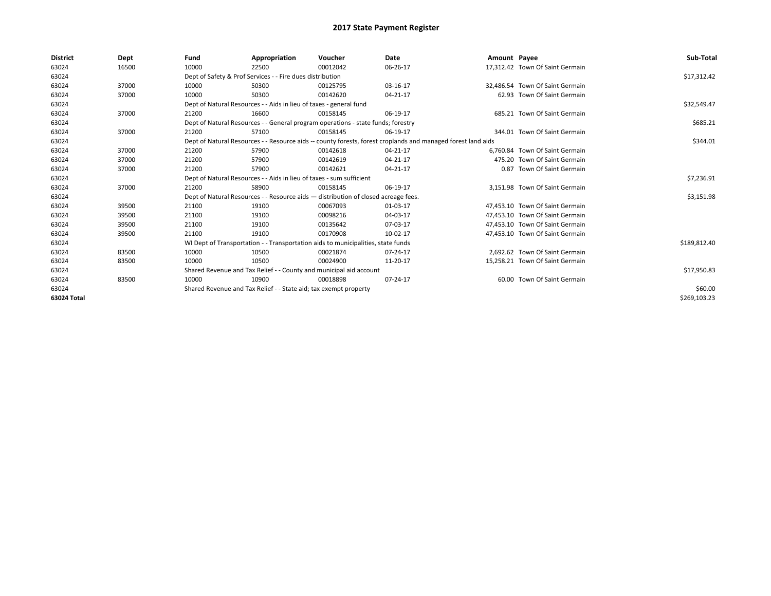# 2017 State Payment Register

| District | Dept | Fund | Appropriation | Voucher | Date | Amount | Payee | Sub-Total |
|---|---|---|---|---|---|---|---|---|
| 63024 | 16500 | 10000 | 22500 | 00012042 | 06-26-17 | 17,312.42 | Town Of Saint Germain | |
| 63024 | | Dept of Safety & Prof Services - - Fire dues distribution | | | | | | $17,312.42 |
| 63024 | 37000 | 10000 | 50300 | 00125795 | 03-16-17 | 32,486.54 | Town Of Saint Germain | |
| 63024 | 37000 | 10000 | 50300 | 00142620 | 04-21-17 | 62.93 | Town Of Saint Germain | |
| 63024 | | Dept of Natural Resources - - Aids in lieu of taxes - general fund | | | | | | $32,549.47 |
| 63024 | 37000 | 21200 | 16600 | 00158145 | 06-19-17 | 685.21 | Town Of Saint Germain | |
| 63024 | | Dept of Natural Resources - - General program operations - state funds; forestry | | | | | | $685.21 |
| 63024 | 37000 | 21200 | 57100 | 00158145 | 06-19-17 | 344.01 | Town Of Saint Germain | |
| 63024 | | Dept of Natural Resources - - Resource aids -- county forests, forest croplands and managed forest land aids | | | | | | $344.01 |
| 63024 | 37000 | 21200 | 57900 | 00142618 | 04-21-17 | 6,760.84 | Town Of Saint Germain | |
| 63024 | 37000 | 21200 | 57900 | 00142619 | 04-21-17 | 475.20 | Town Of Saint Germain | |
| 63024 | 37000 | 21200 | 57900 | 00142621 | 04-21-17 | 0.87 | Town Of Saint Germain | |
| 63024 | | Dept of Natural Resources - - Aids in lieu of taxes - sum sufficient | | | | | | $7,236.91 |
| 63024 | 37000 | 21200 | 58900 | 00158145 | 06-19-17 | 3,151.98 | Town Of Saint Germain | |
| 63024 | | Dept of Natural Resources - - Resource aids — distribution of closed acreage fees. | | | | | | $3,151.98 |
| 63024 | 39500 | 21100 | 19100 | 00067093 | 01-03-17 | 47,453.10 | Town Of Saint Germain | |
| 63024 | 39500 | 21100 | 19100 | 00098216 | 04-03-17 | 47,453.10 | Town Of Saint Germain | |
| 63024 | 39500 | 21100 | 19100 | 00135642 | 07-03-17 | 47,453.10 | Town Of Saint Germain | |
| 63024 | 39500 | 21100 | 19100 | 00170908 | 10-02-17 | 47,453.10 | Town Of Saint Germain | |
| 63024 | | WI Dept of Transportation - - Transportation aids to municipalities, state funds | | | | | | $189,812.40 |
| 63024 | 83500 | 10000 | 10500 | 00021874 | 07-24-17 | 2,692.62 | Town Of Saint Germain | |
| 63024 | 83500 | 10000 | 10500 | 00024900 | 11-20-17 | 15,258.21 | Town Of Saint Germain | |
| 63024 | | Shared Revenue and Tax Relief - - County and municipal aid account | | | | | | $17,950.83 |
| 63024 | 83500 | 10000 | 10900 | 00018898 | 07-24-17 | 60.00 | Town Of Saint Germain | |
| 63024 | | Shared Revenue and Tax Relief - - State aid; tax exempt property | | | | | | $60.00 |
| 63024 Total | | | | | | | | $269,103.23 |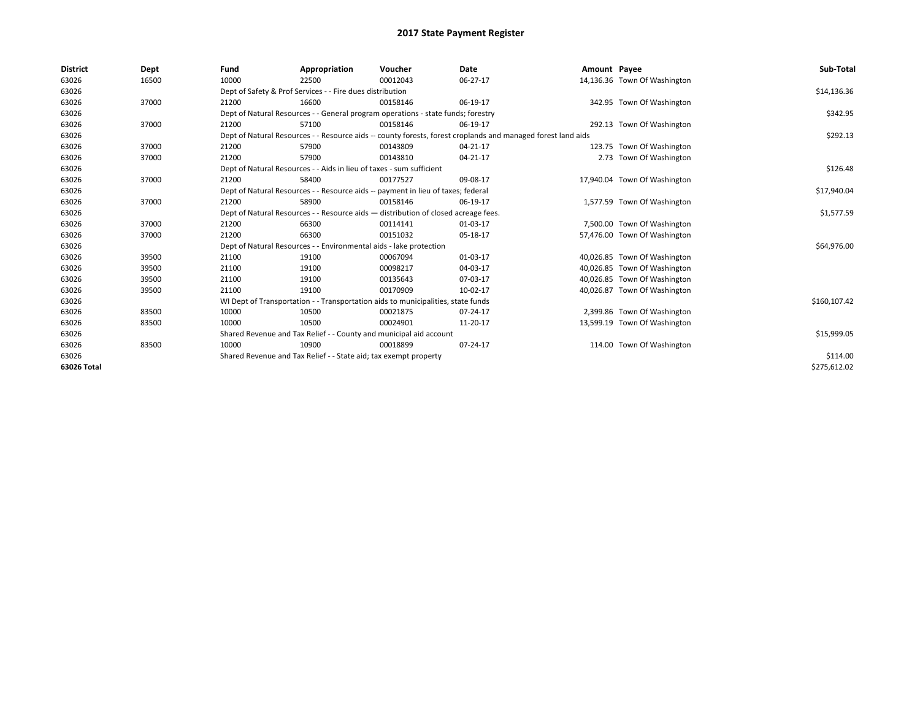# 2017 State Payment Register

| District | Dept | Fund | Appropriation | Voucher | Date | Amount | Payee | Sub-Total |
|---|---|---|---|---|---|---|---|---|
| 63026 | 16500 | 10000 | 22500 | 00012043 | 06-27-17 | 14,136.36 | Town Of Washington | |
| 63026 | | Dept of Safety & Prof Services - - Fire dues distribution | | | | | | $14,136.36 |
| 63026 | 37000 | 21200 | 16600 | 00158146 | 06-19-17 | 342.95 | Town Of Washington | |
| 63026 | | Dept of Natural Resources - - General program operations - state funds; forestry | | | | | | $342.95 |
| 63026 | 37000 | 21200 | 57100 | 00158146 | 06-19-17 | 292.13 | Town Of Washington | |
| 63026 | | Dept of Natural Resources - - Resource aids -- county forests, forest croplands and managed forest land aids | | | | | | $292.13 |
| 63026 | 37000 | 21200 | 57900 | 00143809 | 04-21-17 | 123.75 | Town Of Washington | |
| 63026 | 37000 | 21200 | 57900 | 00143810 | 04-21-17 | 2.73 | Town Of Washington | |
| 63026 | | Dept of Natural Resources - - Aids in lieu of taxes - sum sufficient | | | | | | $126.48 |
| 63026 | 37000 | 21200 | 58400 | 00177527 | 09-08-17 | 17,940.04 | Town Of Washington | |
| 63026 | | Dept of Natural Resources - - Resource aids -- payment in lieu of taxes; federal | | | | | | $17,940.04 |
| 63026 | 37000 | 21200 | 58900 | 00158146 | 06-19-17 | 1,577.59 | Town Of Washington | |
| 63026 | | Dept of Natural Resources - - Resource aids — distribution of closed acreage fees. | | | | | | $1,577.59 |
| 63026 | 37000 | 21200 | 66300 | 00114141 | 01-03-17 | 7,500.00 | Town Of Washington | |
| 63026 | 37000 | 21200 | 66300 | 00151032 | 05-18-17 | 57,476.00 | Town Of Washington | |
| 63026 | | Dept of Natural Resources - - Environmental aids - lake protection | | | | | | $64,976.00 |
| 63026 | 39500 | 21100 | 19100 | 00067094 | 01-03-17 | 40,026.85 | Town Of Washington | |
| 63026 | 39500 | 21100 | 19100 | 00098217 | 04-03-17 | 40,026.85 | Town Of Washington | |
| 63026 | 39500 | 21100 | 19100 | 00135643 | 07-03-17 | 40,026.85 | Town Of Washington | |
| 63026 | 39500 | 21100 | 19100 | 00170909 | 10-02-17 | 40,026.87 | Town Of Washington | |
| 63026 | | WI Dept of Transportation - - Transportation aids to municipalities, state funds | | | | | | $160,107.42 |
| 63026 | 83500 | 10000 | 10500 | 00021875 | 07-24-17 | 2,399.86 | Town Of Washington | |
| 63026 | 83500 | 10000 | 10500 | 00024901 | 11-20-17 | 13,599.19 | Town Of Washington | |
| 63026 | | Shared Revenue and Tax Relief - - County and municipal aid account | | | | | | $15,999.05 |
| 63026 | 83500 | 10000 | 10900 | 00018899 | 07-24-17 | 114.00 | Town Of Washington | |
| 63026 | | Shared Revenue and Tax Relief - - State aid; tax exempt property | | | | | | $114.00 |
| **63026 Total** | | | | | | | | $275,612.02 |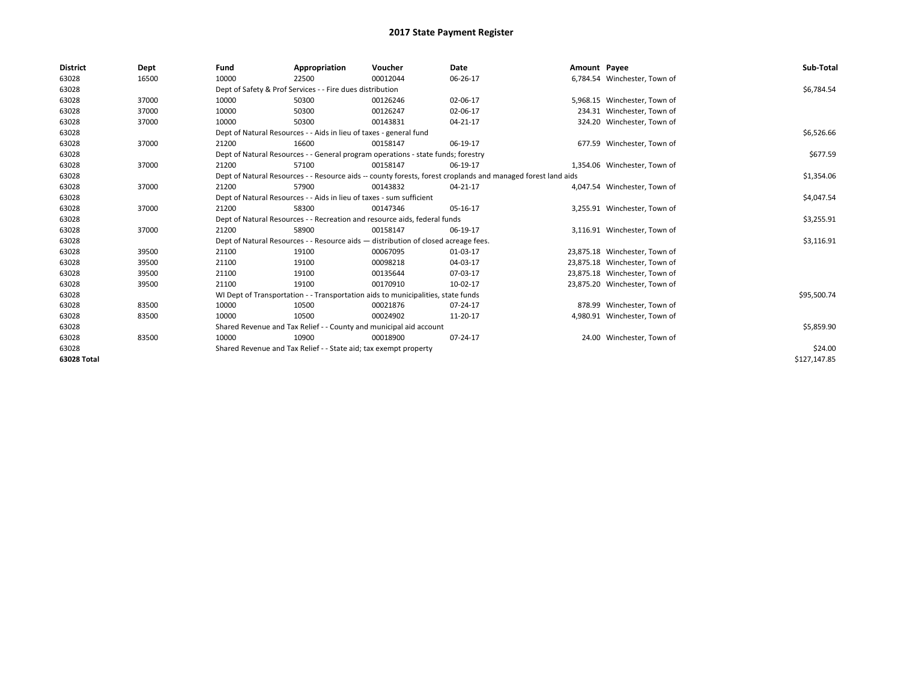# 2017 State Payment Register

| District | Dept | Fund | Appropriation | Voucher | Date | Amount | Payee | Sub-Total |
|---|---|---|---|---|---|---|---|---|
| 63028 | 16500 | 10000 | 22500 | 00012044 | 06-26-17 | 6,784.54 | Winchester, Town of | |
| 63028 | | Dept of Safety & Prof Services - - Fire dues distribution | | | | | | $6,784.54 |
| 63028 | 37000 | 10000 | 50300 | 00126246 | 02-06-17 | 5,968.15 | Winchester, Town of | |
| 63028 | 37000 | 10000 | 50300 | 00126247 | 02-06-17 | 234.31 | Winchester, Town of | |
| 63028 | 37000 | 10000 | 50300 | 00143831 | 04-21-17 | 324.20 | Winchester, Town of | |
| 63028 | | Dept of Natural Resources - - Aids in lieu of taxes - general fund | | | | | | $6,526.66 |
| 63028 | 37000 | 21200 | 16600 | 00158147 | 06-19-17 | 677.59 | Winchester, Town of | |
| 63028 | | Dept of Natural Resources - - General program operations - state funds; forestry | | | | | | $677.59 |
| 63028 | 37000 | 21200 | 57100 | 00158147 | 06-19-17 | 1,354.06 | Winchester, Town of | |
| 63028 | | Dept of Natural Resources - - Resource aids -- county forests, forest croplands and managed forest land aids | | | | | | $1,354.06 |
| 63028 | 37000 | 21200 | 57900 | 00143832 | 04-21-17 | 4,047.54 | Winchester, Town of | |
| 63028 | | Dept of Natural Resources - - Aids in lieu of taxes - sum sufficient | | | | | | $4,047.54 |
| 63028 | 37000 | 21200 | 58300 | 00147346 | 05-16-17 | 3,255.91 | Winchester, Town of | |
| 63028 | | Dept of Natural Resources - - Recreation and resource aids, federal funds | | | | | | $3,255.91 |
| 63028 | 37000 | 21200 | 58900 | 00158147 | 06-19-17 | 3,116.91 | Winchester, Town of | |
| 63028 | | Dept of Natural Resources - - Resource aids — distribution of closed acreage fees. | | | | | | $3,116.91 |
| 63028 | 39500 | 21100 | 19100 | 00067095 | 01-03-17 | 23,875.18 | Winchester, Town of | |
| 63028 | 39500 | 21100 | 19100 | 00098218 | 04-03-17 | 23,875.18 | Winchester, Town of | |
| 63028 | 39500 | 21100 | 19100 | 00135644 | 07-03-17 | 23,875.18 | Winchester, Town of | |
| 63028 | 39500 | 21100 | 19100 | 00170910 | 10-02-17 | 23,875.20 | Winchester, Town of | |
| 63028 | | WI Dept of Transportation - - Transportation aids to municipalities, state funds | | | | | | $95,500.74 |
| 63028 | 83500 | 10000 | 10500 | 00021876 | 07-24-17 | 878.99 | Winchester, Town of | |
| 63028 | 83500 | 10000 | 10500 | 00024902 | 11-20-17 | 4,980.91 | Winchester, Town of | |
| 63028 | | Shared Revenue and Tax Relief - - County and municipal aid account | | | | | | $5,859.90 |
| 63028 | 83500 | 10000 | 10900 | 00018900 | 07-24-17 | 24.00 | Winchester, Town of | |
| 63028 | | Shared Revenue and Tax Relief - - State aid; tax exempt property | | | | | | $24.00 |
| 63028 Total | | | | | | | | $127,147.85 |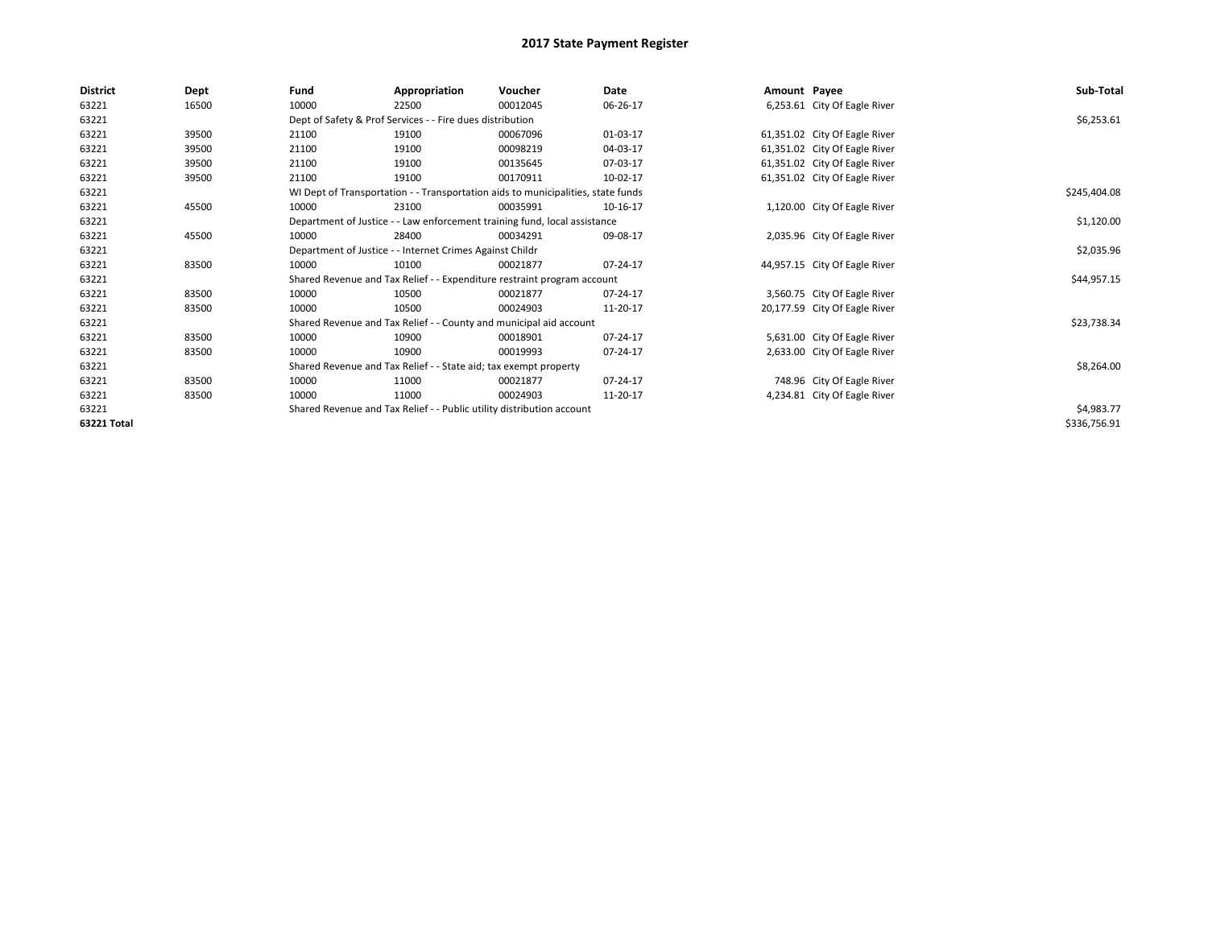# 2017 State Payment Register

| District | Dept | Fund | Appropriation | Voucher | Date | Amount | Payee | Sub-Total |
|---|---|---|---|---|---|---|---|---|
| 63221 | 16500 | 10000 | 22500 | 00012045 | 06-26-17 | 6,253.61 | City Of Eagle River | |
| 63221 | | Dept of Safety & Prof Services - - Fire dues distribution | | | | | | $6,253.61 |
| 63221 | 39500 | 21100 | 19100 | 00067096 | 01-03-17 | 61,351.02 | City Of Eagle River | |
| 63221 | 39500 | 21100 | 19100 | 00098219 | 04-03-17 | 61,351.02 | City Of Eagle River | |
| 63221 | 39500 | 21100 | 19100 | 00135645 | 07-03-17 | 61,351.02 | City Of Eagle River | |
| 63221 | 39500 | 21100 | 19100 | 00170911 | 10-02-17 | 61,351.02 | City Of Eagle River | |
| 63221 | | WI Dept of Transportation - - Transportation aids to municipalities, state funds | | | | | | $245,404.08 |
| 63221 | 45500 | 10000 | 23100 | 00035991 | 10-16-17 | 1,120.00 | City Of Eagle River | |
| 63221 | | Department of Justice - - Law enforcement training fund, local assistance | | | | | | $1,120.00 |
| 63221 | 45500 | 10000 | 28400 | 00034291 | 09-08-17 | 2,035.96 | City Of Eagle River | |
| 63221 | | Department of Justice - - Internet Crimes Against Childr | | | | | | $2,035.96 |
| 63221 | 83500 | 10000 | 10100 | 00021877 | 07-24-17 | 44,957.15 | City Of Eagle River | |
| 63221 | | Shared Revenue and Tax Relief - - Expenditure restraint program account | | | | | | $44,957.15 |
| 63221 | 83500 | 10000 | 10500 | 00021877 | 07-24-17 | 3,560.75 | City Of Eagle River | |
| 63221 | 83500 | 10000 | 10500 | 00024903 | 11-20-17 | 20,177.59 | City Of Eagle River | |
| 63221 | | Shared Revenue and Tax Relief - - County and municipal aid account | | | | | | $23,738.34 |
| 63221 | 83500 | 10000 | 10900 | 00018901 | 07-24-17 | 5,631.00 | City Of Eagle River | |
| 63221 | 83500 | 10000 | 10900 | 00019993 | 07-24-17 | 2,633.00 | City Of Eagle River | |
| 63221 | | Shared Revenue and Tax Relief - - State aid; tax exempt property | | | | | | $8,264.00 |
| 63221 | 83500 | 10000 | 11000 | 00021877 | 07-24-17 | 748.96 | City Of Eagle River | |
| 63221 | 83500 | 10000 | 11000 | 00024903 | 11-20-17 | 4,234.81 | City Of Eagle River | |
| 63221 | | Shared Revenue and Tax Relief - - Public utility distribution account | | | | | | $4,983.77 |
| **63221 Total** | | | | | | | | $336,756.91 |